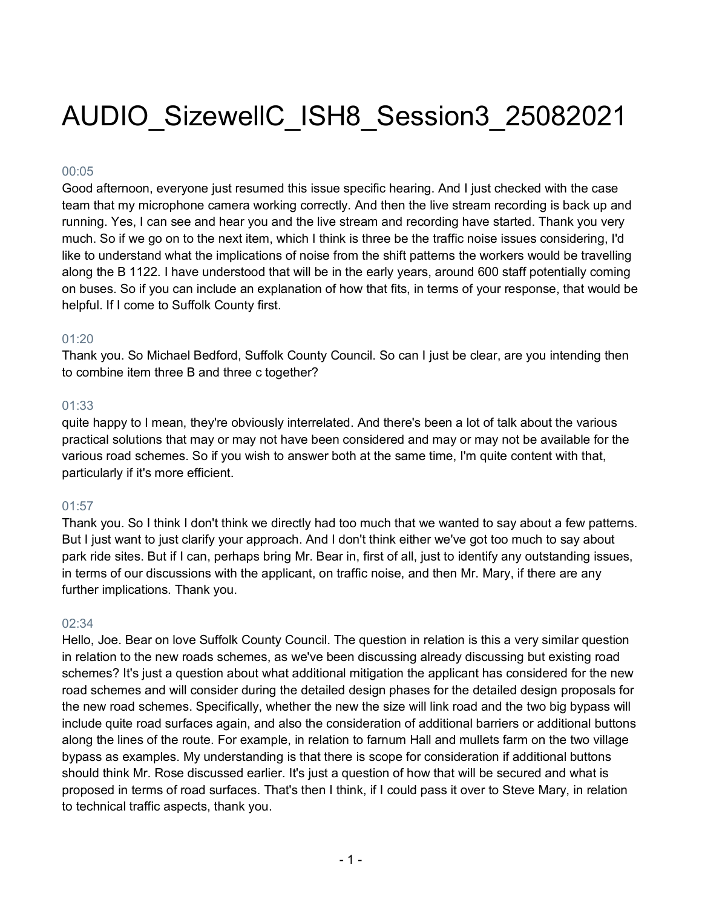# AUDIO_SizewellC_ISH8_Session3_25082021

00:05

Good afternoon, everyone just resumed this issue specific hearing. And I just checked with the case team that my microphone camera working correctly. And then the live stream recording is back up and running. Yes, I can see and hear you and the live stream and recording have started. Thank you very much. So if we go on to the next item, which I think is three be the traffic noise issues considering, I'd like to understand what the implications of noise from the shift patterns the workers would be travelling along the B 1122. I have understood that will be in the early years, around 600 staff potentially coming on buses. So if you can include an explanation of how that fits, in terms of your response, that would be helpful. If I come to Suffolk County first.

01:20

Thank you. So Michael Bedford, Suffolk County Council. So can I just be clear, are you intending then to combine item three B and three c together?

01:33

quite happy to I mean, they're obviously interrelated. And there's been a lot of talk about the various practical solutions that may or may not have been considered and may or may not be available for the various road schemes. So if you wish to answer both at the same time, I'm quite content with that, particularly if it's more efficient.

01:57

Thank you. So I think I don't think we directly had too much that we wanted to say about a few patterns. But I just want to just clarify your approach. And I don't think either we've got too much to say about park ride sites. But if I can, perhaps bring Mr. Bear in, first of all, just to identify any outstanding issues, in terms of our discussions with the applicant, on traffic noise, and then Mr. Mary, if there are any further implications. Thank you.

02:34

Hello, Joe. Bear on love Suffolk County Council. The question in relation is this a very similar question in relation to the new roads schemes, as we've been discussing already discussing but existing road schemes? It's just a question about what additional mitigation the applicant has considered for the new road schemes and will consider during the detailed design phases for the detailed design proposals for the new road schemes. Specifically, whether the new the size will link road and the two big bypass will include quite road surfaces again, and also the consideration of additional barriers or additional buttons along the lines of the route. For example, in relation to farnum Hall and mullets farm on the two village bypass as examples. My understanding is that there is scope for consideration if additional buttons should think Mr. Rose discussed earlier. It's just a question of how that will be secured and what is proposed in terms of road surfaces. That's then I think, if I could pass it over to Steve Mary, in relation to technical traffic aspects, thank you.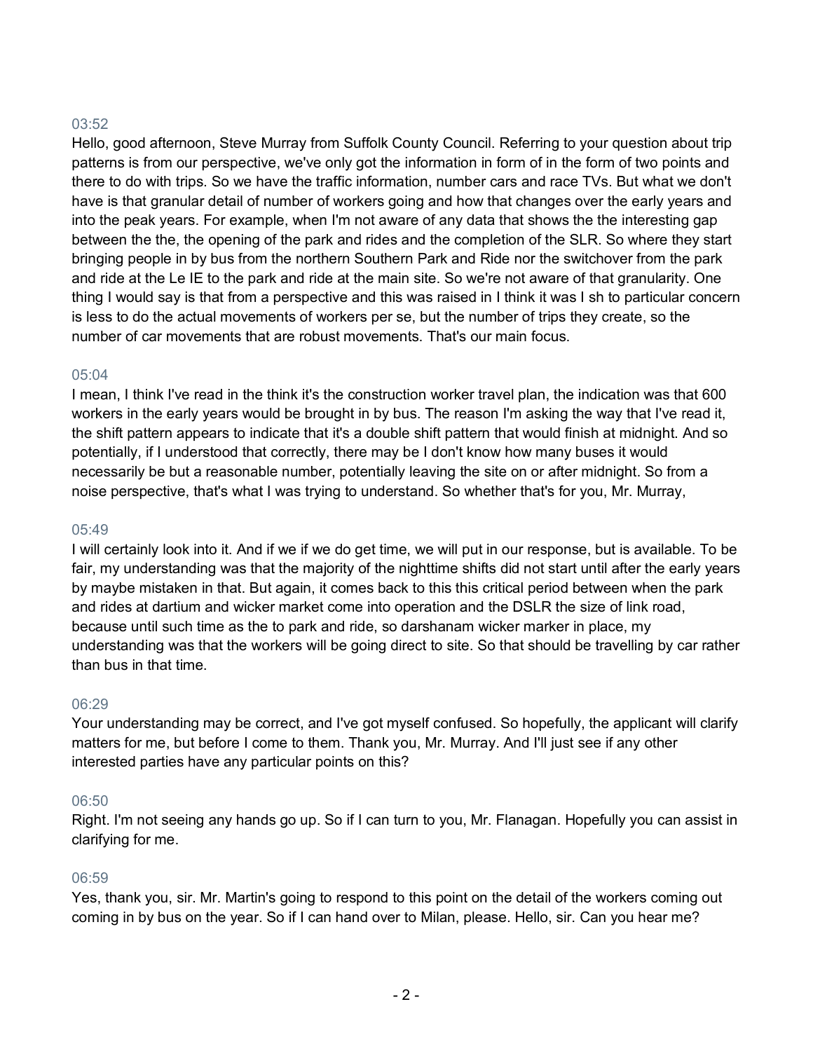03:52
Hello, good afternoon, Steve Murray from Suffolk County Council. Referring to your question about trip patterns is from our perspective, we've only got the information in form of in the form of two points and there to do with trips. So we have the traffic information, number cars and race TVs. But what we don't have is that granular detail of number of workers going and how that changes over the early years and into the peak years. For example, when I'm not aware of any data that shows the the interesting gap between the the, the opening of the park and rides and the completion of the SLR. So where they start bringing people in by bus from the northern Southern Park and Ride nor the switchover from the park and ride at the Le IE to the park and ride at the main site. So we're not aware of that granularity. One thing I would say is that from a perspective and this was raised in I think it was I sh to particular concern is less to do the actual movements of workers per se, but the number of trips they create, so the number of car movements that are robust movements. That's our main focus.

05:04
I mean, I think I've read in the think it's the construction worker travel plan, the indication was that 600 workers in the early years would be brought in by bus. The reason I'm asking the way that I've read it, the shift pattern appears to indicate that it's a double shift pattern that would finish at midnight. And so potentially, if I understood that correctly, there may be I don't know how many buses it would necessarily be but a reasonable number, potentially leaving the site on or after midnight. So from a noise perspective, that's what I was trying to understand. So whether that's for you, Mr. Murray,

05:49
I will certainly look into it. And if we if we do get time, we will put in our response, but is available. To be fair, my understanding was that the majority of the nighttime shifts did not start until after the early years by maybe mistaken in that. But again, it comes back to this this critical period between when the park and rides at dartium and wicker market come into operation and the DSLR the size of link road, because until such time as the to park and ride, so darshanam wicker marker in place, my understanding was that the workers will be going direct to site. So that should be travelling by car rather than bus in that time.

06:29
Your understanding may be correct, and I've got myself confused. So hopefully, the applicant will clarify matters for me, but before I come to them. Thank you, Mr. Murray. And I'll just see if any other interested parties have any particular points on this?

06:50
Right. I'm not seeing any hands go up. So if I can turn to you, Mr. Flanagan. Hopefully you can assist in clarifying for me.

06:59
Yes, thank you, sir. Mr. Martin's going to respond to this point on the detail of the workers coming out coming in by bus on the year. So if I can hand over to Milan, please. Hello, sir. Can you hear me?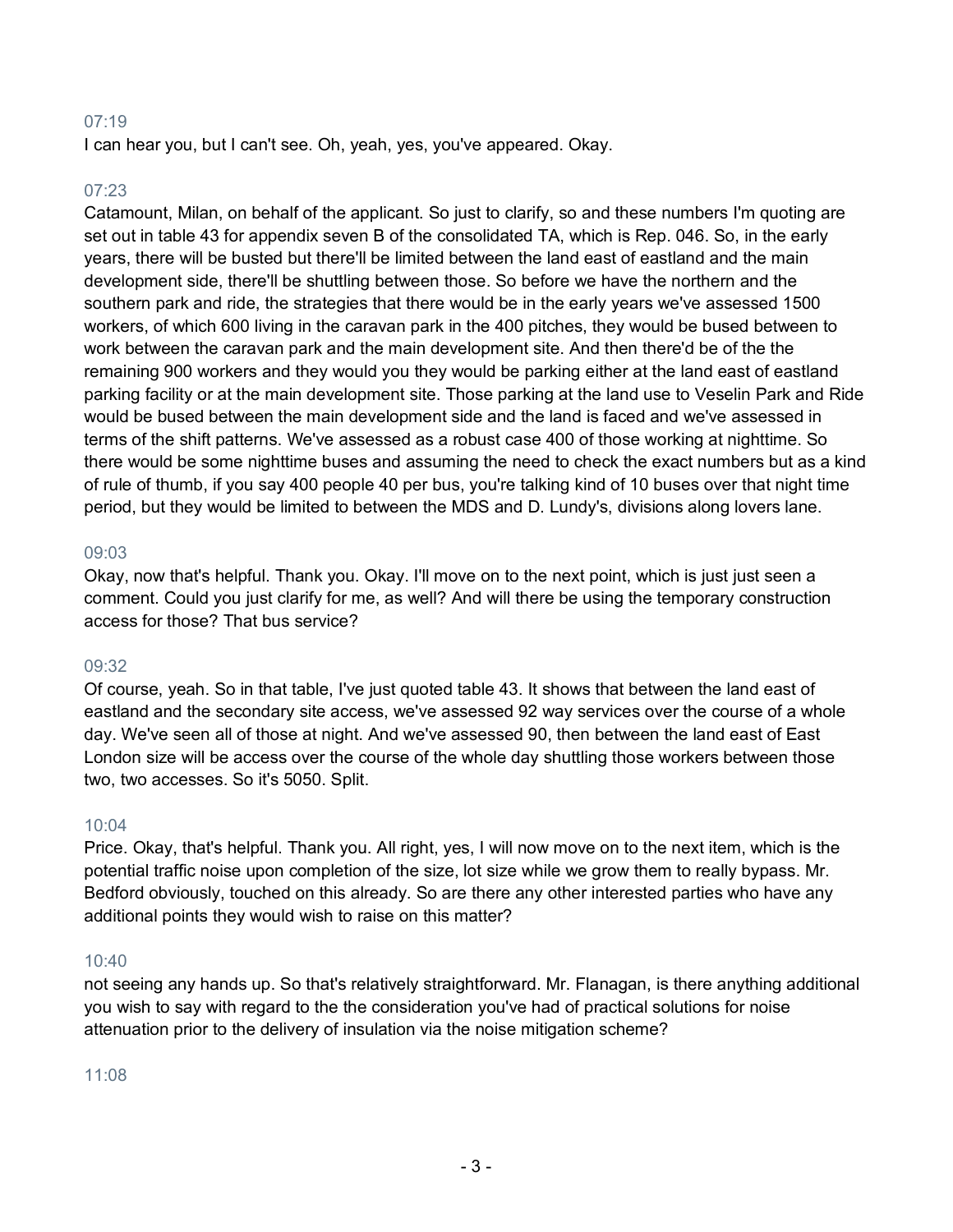07:19

I can hear you, but I can't see. Oh, yeah, yes, you've appeared. Okay.

07:23

Catamount, Milan, on behalf of the applicant. So just to clarify, so and these numbers I'm quoting are set out in table 43 for appendix seven B of the consolidated TA, which is Rep. 046. So, in the early years, there will be busted but there'll be limited between the land east of eastland and the main development side, there'll be shuttling between those. So before we have the northern and the southern park and ride, the strategies that there would be in the early years we've assessed 1500 workers, of which 600 living in the caravan park in the 400 pitches, they would be bused between to work between the caravan park and the main development site. And then there'd be of the the remaining 900 workers and they would you they would be parking either at the land east of eastland parking facility or at the main development site. Those parking at the land use to Veselin Park and Ride would be bused between the main development side and the land is faced and we've assessed in terms of the shift patterns. We've assessed as a robust case 400 of those working at nighttime. So there would be some nighttime buses and assuming the need to check the exact numbers but as a kind of rule of thumb, if you say 400 people 40 per bus, you're talking kind of 10 buses over that night time period, but they would be limited to between the MDS and D. Lundy's, divisions along lovers lane.

09:03

Okay, now that's helpful. Thank you. Okay. I'll move on to the next point, which is just just seen a comment. Could you just clarify for me, as well? And will there be using the temporary construction access for those? That bus service?

09:32

Of course, yeah. So in that table, I've just quoted table 43. It shows that between the land east of eastland and the secondary site access, we've assessed 92 way services over the course of a whole day. We've seen all of those at night. And we've assessed 90, then between the land east of East London size will be access over the course of the whole day shuttling those workers between those two, two accesses. So it's 5050. Split.

10:04

Price. Okay, that's helpful. Thank you. All right, yes, I will now move on to the next item, which is the potential traffic noise upon completion of the size, lot size while we grow them to really bypass. Mr. Bedford obviously, touched on this already. So are there any other interested parties who have any additional points they would wish to raise on this matter?

10:40

not seeing any hands up. So that's relatively straightforward. Mr. Flanagan, is there anything additional you wish to say with regard to the the consideration you've had of practical solutions for noise attenuation prior to the delivery of insulation via the noise mitigation scheme?

11:08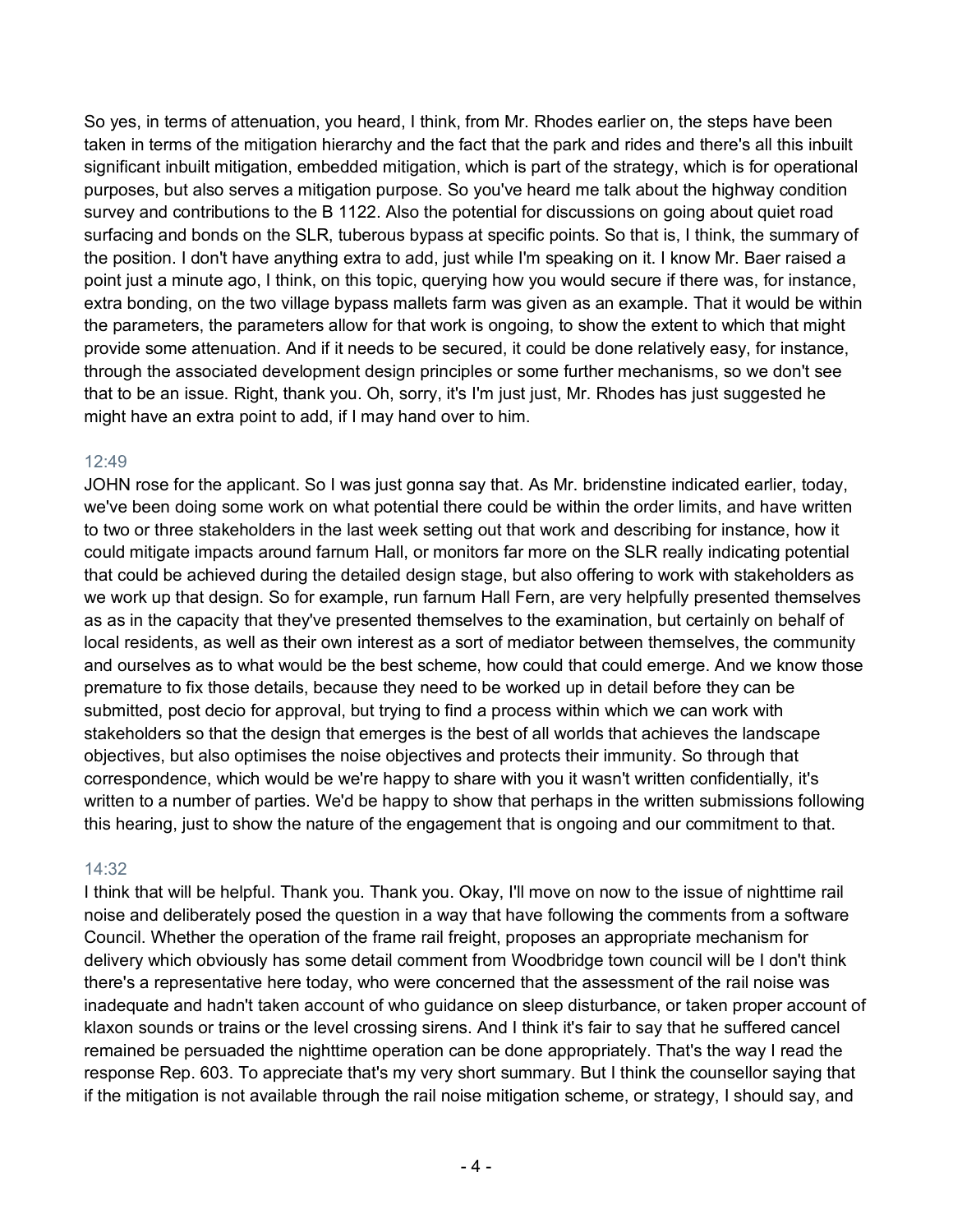So yes, in terms of attenuation, you heard, I think, from Mr. Rhodes earlier on, the steps have been taken in terms of the mitigation hierarchy and the fact that the park and rides and there's all this inbuilt significant inbuilt mitigation, embedded mitigation, which is part of the strategy, which is for operational purposes, but also serves a mitigation purpose. So you've heard me talk about the highway condition survey and contributions to the B 1122. Also the potential for discussions on going about quiet road surfacing and bonds on the SLR, tuberous bypass at specific points. So that is, I think, the summary of the position. I don't have anything extra to add, just while I'm speaking on it. I know Mr. Baer raised a point just a minute ago, I think, on this topic, querying how you would secure if there was, for instance, extra bonding, on the two village bypass mallets farm was given as an example. That it would be within the parameters, the parameters allow for that work is ongoing, to show the extent to which that might provide some attenuation. And if it needs to be secured, it could be done relatively easy, for instance, through the associated development design principles or some further mechanisms, so we don't see that to be an issue. Right, thank you. Oh, sorry, it's I'm just just, Mr. Rhodes has just suggested he might have an extra point to add, if I may hand over to him.

12:49

JOHN rose for the applicant. So I was just gonna say that. As Mr. bridenstine indicated earlier, today, we've been doing some work on what potential there could be within the order limits, and have written to two or three stakeholders in the last week setting out that work and describing for instance, how it could mitigate impacts around farnum Hall, or monitors far more on the SLR really indicating potential that could be achieved during the detailed design stage, but also offering to work with stakeholders as we work up that design. So for example, run farnum Hall Fern, are very helpfully presented themselves as as in the capacity that they've presented themselves to the examination, but certainly on behalf of local residents, as well as their own interest as a sort of mediator between themselves, the community and ourselves as to what would be the best scheme, how could that could emerge. And we know those premature to fix those details, because they need to be worked up in detail before they can be submitted, post decio for approval, but trying to find a process within which we can work with stakeholders so that the design that emerges is the best of all worlds that achieves the landscape objectives, but also optimises the noise objectives and protects their immunity. So through that correspondence, which would be we're happy to share with you it wasn't written confidentially, it's written to a number of parties. We'd be happy to show that perhaps in the written submissions following this hearing, just to show the nature of the engagement that is ongoing and our commitment to that.

14:32

I think that will be helpful. Thank you. Thank you. Okay, I'll move on now to the issue of nighttime rail noise and deliberately posed the question in a way that have following the comments from a software Council. Whether the operation of the frame rail freight, proposes an appropriate mechanism for delivery which obviously has some detail comment from Woodbridge town council will be I don't think there's a representative here today, who were concerned that the assessment of the rail noise was inadequate and hadn't taken account of who guidance on sleep disturbance, or taken proper account of klaxon sounds or trains or the level crossing sirens. And I think it's fair to say that he suffered cancel remained be persuaded the nighttime operation can be done appropriately. That's the way I read the response Rep. 603. To appreciate that's my very short summary. But I think the counsellor saying that if the mitigation is not available through the rail noise mitigation scheme, or strategy, I should say, and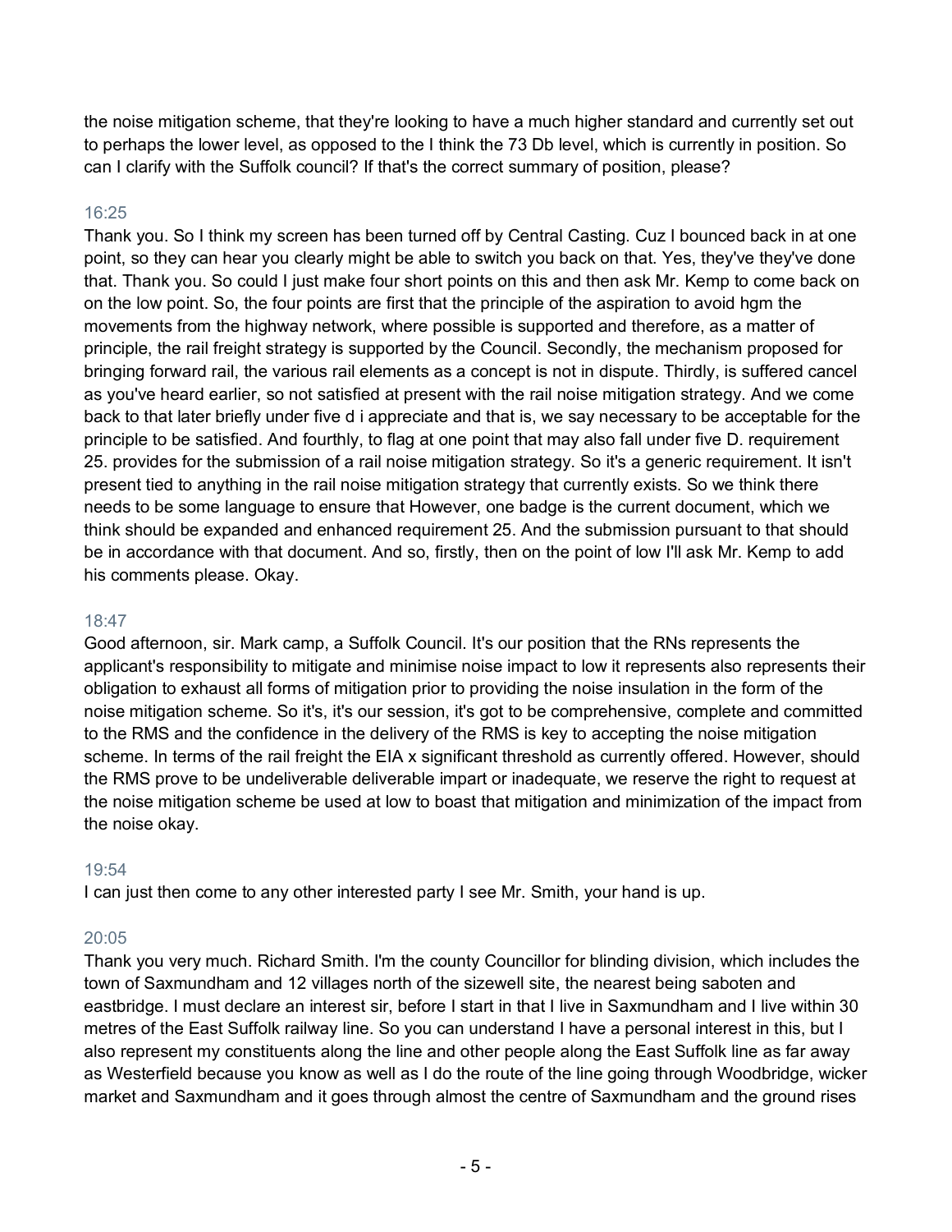the noise mitigation scheme, that they're looking to have a much higher standard and currently set out to perhaps the lower level, as opposed to the I think the 73 Db level, which is currently in position. So can I clarify with the Suffolk council? If that's the correct summary of position, please?

16:25

Thank you. So I think my screen has been turned off by Central Casting. Cuz I bounced back in at one point, so they can hear you clearly might be able to switch you back on that. Yes, they've they've done that. Thank you. So could I just make four short points on this and then ask Mr. Kemp to come back on on the low point. So, the four points are first that the principle of the aspiration to avoid hgm the movements from the highway network, where possible is supported and therefore, as a matter of principle, the rail freight strategy is supported by the Council. Secondly, the mechanism proposed for bringing forward rail, the various rail elements as a concept is not in dispute. Thirdly, is suffered cancel as you've heard earlier, so not satisfied at present with the rail noise mitigation strategy. And we come back to that later briefly under five d i appreciate and that is, we say necessary to be acceptable for the principle to be satisfied. And fourthly, to flag at one point that may also fall under five D. requirement 25. provides for the submission of a rail noise mitigation strategy. So it's a generic requirement. It isn't present tied to anything in the rail noise mitigation strategy that currently exists. So we think there needs to be some language to ensure that However, one badge is the current document, which we think should be expanded and enhanced requirement 25. And the submission pursuant to that should be in accordance with that document. And so, firstly, then on the point of low I'll ask Mr. Kemp to add his comments please. Okay.

18:47

Good afternoon, sir. Mark camp, a Suffolk Council. It's our position that the RNs represents the applicant's responsibility to mitigate and minimise noise impact to low it represents also represents their obligation to exhaust all forms of mitigation prior to providing the noise insulation in the form of the noise mitigation scheme. So it's, it's our session, it's got to be comprehensive, complete and committed to the RMS and the confidence in the delivery of the RMS is key to accepting the noise mitigation scheme. In terms of the rail freight the EIA x significant threshold as currently offered. However, should the RMS prove to be undeliverable deliverable impart or inadequate, we reserve the right to request at the noise mitigation scheme be used at low to boast that mitigation and minimization of the impact from the noise okay.

19:54

I can just then come to any other interested party I see Mr. Smith, your hand is up.

20:05

Thank you very much. Richard Smith. I'm the county Councillor for blinding division, which includes the town of Saxmundham and 12 villages north of the sizewell site, the nearest being saboten and eastbridge. I must declare an interest sir, before I start in that I live in Saxmundham and I live within 30 metres of the East Suffolk railway line. So you can understand I have a personal interest in this, but I also represent my constituents along the line and other people along the East Suffolk line as far away as Westerfield because you know as well as I do the route of the line going through Woodbridge, wicker market and Saxmundham and it goes through almost the centre of Saxmundham and the ground rises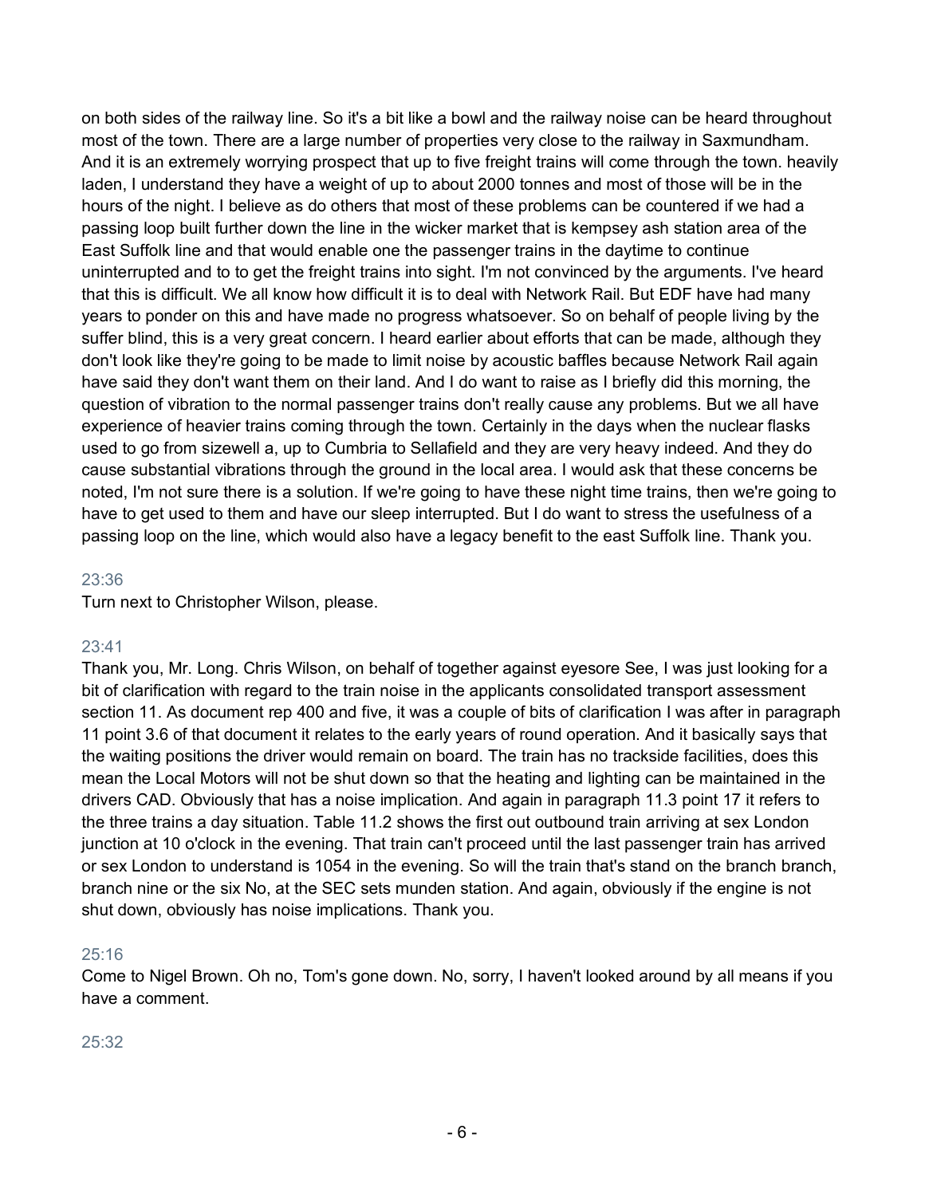on both sides of the railway line. So it's a bit like a bowl and the railway noise can be heard throughout most of the town. There are a large number of properties very close to the railway in Saxmundham. And it is an extremely worrying prospect that up to five freight trains will come through the town. heavily laden, I understand they have a weight of up to about 2000 tonnes and most of those will be in the hours of the night. I believe as do others that most of these problems can be countered if we had a passing loop built further down the line in the wicker market that is kempsey ash station area of the East Suffolk line and that would enable one the passenger trains in the daytime to continue uninterrupted and to to get the freight trains into sight. I'm not convinced by the arguments. I've heard that this is difficult. We all know how difficult it is to deal with Network Rail. But EDF have had many years to ponder on this and have made no progress whatsoever. So on behalf of people living by the suffer blind, this is a very great concern. I heard earlier about efforts that can be made, although they don't look like they're going to be made to limit noise by acoustic baffles because Network Rail again have said they don't want them on their land. And I do want to raise as I briefly did this morning, the question of vibration to the normal passenger trains don't really cause any problems. But we all have experience of heavier trains coming through the town. Certainly in the days when the nuclear flasks used to go from sizewell a, up to Cumbria to Sellafield and they are very heavy indeed. And they do cause substantial vibrations through the ground in the local area. I would ask that these concerns be noted, I'm not sure there is a solution. If we're going to have these night time trains, then we're going to have to get used to them and have our sleep interrupted. But I do want to stress the usefulness of a passing loop on the line, which would also have a legacy benefit to the east Suffolk line. Thank you.

23:36

Turn next to Christopher Wilson, please.

23:41

Thank you, Mr. Long. Chris Wilson, on behalf of together against eyesore See, I was just looking for a bit of clarification with regard to the train noise in the applicants consolidated transport assessment section 11. As document rep 400 and five, it was a couple of bits of clarification I was after in paragraph 11 point 3.6 of that document it relates to the early years of round operation. And it basically says that the waiting positions the driver would remain on board. The train has no trackside facilities, does this mean the Local Motors will not be shut down so that the heating and lighting can be maintained in the drivers CAD. Obviously that has a noise implication. And again in paragraph 11.3 point 17 it refers to the three trains a day situation. Table 11.2 shows the first out outbound train arriving at sex London junction at 10 o'clock in the evening. That train can't proceed until the last passenger train has arrived or sex London to understand is 1054 in the evening. So will the train that's stand on the branch branch, branch nine or the six No, at the SEC sets munden station. And again, obviously if the engine is not shut down, obviously has noise implications. Thank you.

25:16

Come to Nigel Brown. Oh no, Tom's gone down. No, sorry, I haven't looked around by all means if you have a comment.

25:32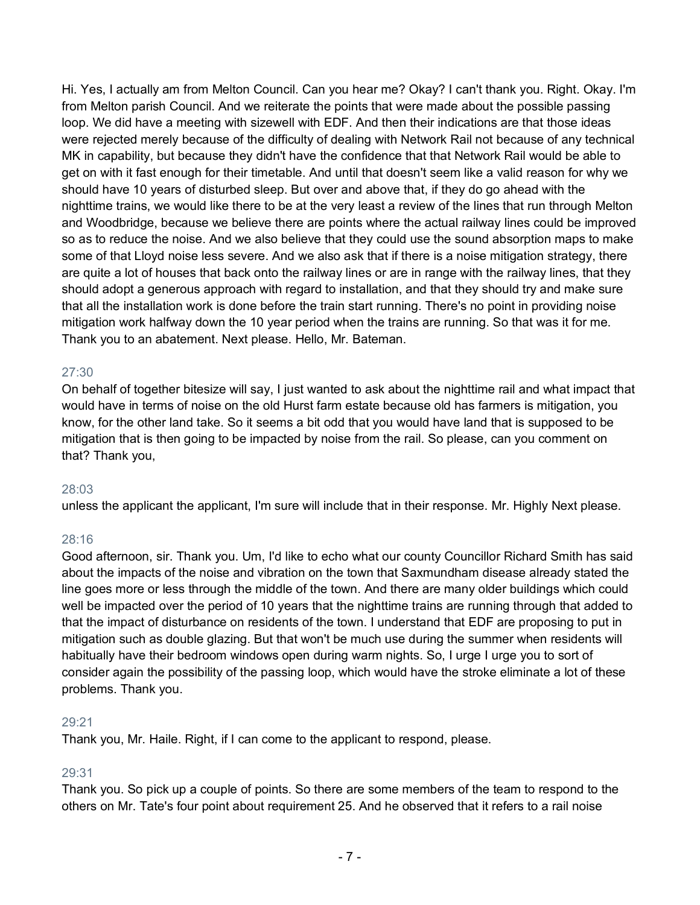Hi. Yes, I actually am from Melton Council. Can you hear me? Okay? I can't thank you. Right. Okay. I'm from Melton parish Council. And we reiterate the points that were made about the possible passing loop. We did have a meeting with sizewell with EDF. And then their indications are that those ideas were rejected merely because of the difficulty of dealing with Network Rail not because of any technical MK in capability, but because they didn't have the confidence that that Network Rail would be able to get on with it fast enough for their timetable. And until that doesn't seem like a valid reason for why we should have 10 years of disturbed sleep. But over and above that, if they do go ahead with the nighttime trains, we would like there to be at the very least a review of the lines that run through Melton and Woodbridge, because we believe there are points where the actual railway lines could be improved so as to reduce the noise. And we also believe that they could use the sound absorption maps to make some of that Lloyd noise less severe. And we also ask that if there is a noise mitigation strategy, there are quite a lot of houses that back onto the railway lines or are in range with the railway lines, that they should adopt a generous approach with regard to installation, and that they should try and make sure that all the installation work is done before the train start running. There's no point in providing noise mitigation work halfway down the 10 year period when the trains are running. So that was it for me. Thank you to an abatement. Next please. Hello, Mr. Bateman.

27:30

On behalf of together bitesize will say, I just wanted to ask about the nighttime rail and what impact that would have in terms of noise on the old Hurst farm estate because old has farmers is mitigation, you know, for the other land take. So it seems a bit odd that you would have land that is supposed to be mitigation that is then going to be impacted by noise from the rail. So please, can you comment on that? Thank you,

28:03

unless the applicant the applicant, I'm sure will include that in their response. Mr. Highly Next please.

28:16

Good afternoon, sir. Thank you. Um, I'd like to echo what our county Councillor Richard Smith has said about the impacts of the noise and vibration on the town that Saxmundham disease already stated the line goes more or less through the middle of the town. And there are many older buildings which could well be impacted over the period of 10 years that the nighttime trains are running through that added to that the impact of disturbance on residents of the town. I understand that EDF are proposing to put in mitigation such as double glazing. But that won't be much use during the summer when residents will habitually have their bedroom windows open during warm nights. So, I urge I urge you to sort of consider again the possibility of the passing loop, which would have the stroke eliminate a lot of these problems. Thank you.

29:21

Thank you, Mr. Haile. Right, if I can come to the applicant to respond, please.

29:31

Thank you. So pick up a couple of points. So there are some members of the team to respond to the others on Mr. Tate's four point about requirement 25. And he observed that it refers to a rail noise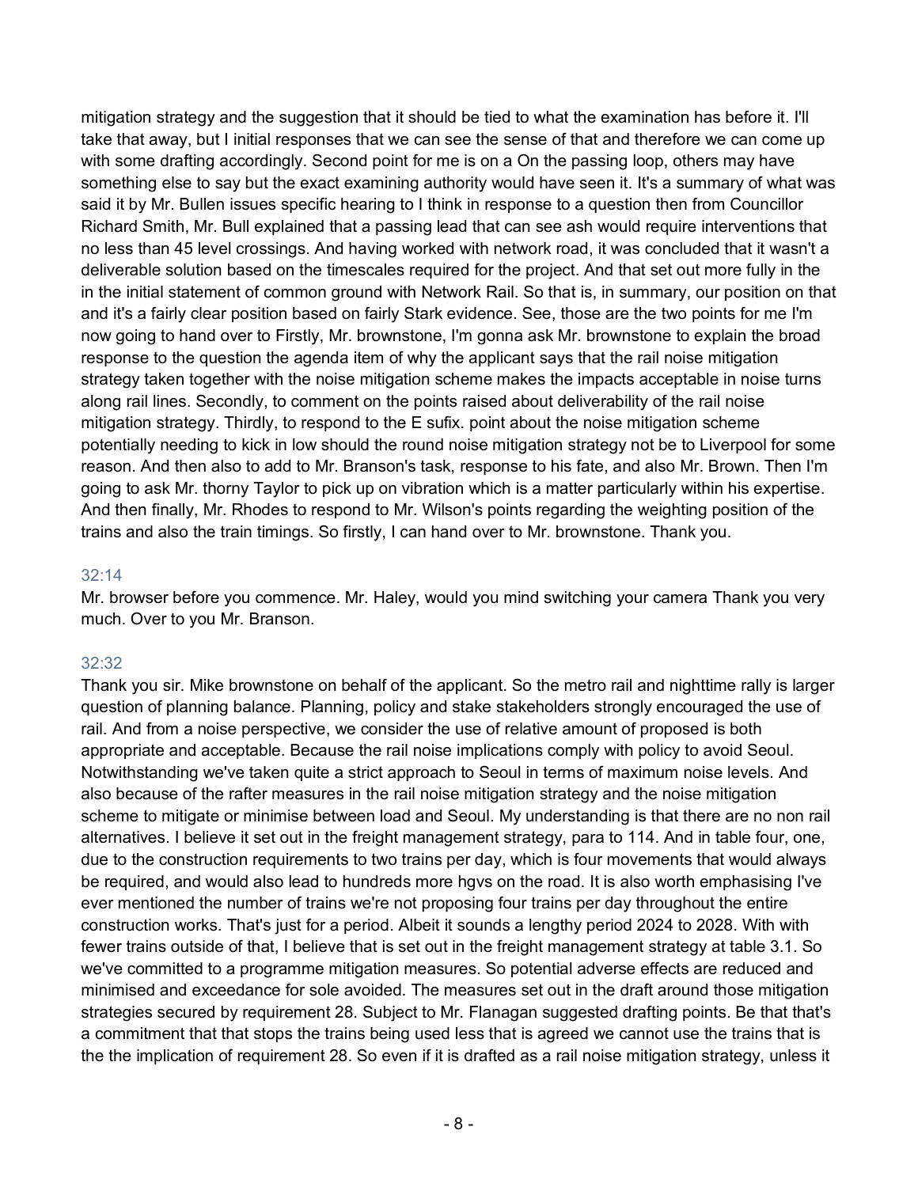mitigation strategy and the suggestion that it should be tied to what the examination has before it. I'll take that away, but I initial responses that we can see the sense of that and therefore we can come up with some drafting accordingly. Second point for me is on a On the passing loop, others may have something else to say but the exact examining authority would have seen it. It's a summary of what was said it by Mr. Bullen issues specific hearing to I think in response to a question then from Councillor Richard Smith, Mr. Bull explained that a passing lead that can see ash would require interventions that no less than 45 level crossings. And having worked with network road, it was concluded that it wasn't a deliverable solution based on the timescales required for the project. And that set out more fully in the in the initial statement of common ground with Network Rail. So that is, in summary, our position on that and it's a fairly clear position based on fairly Stark evidence. See, those are the two points for me I'm now going to hand over to Firstly, Mr. brownstone, I'm gonna ask Mr. brownstone to explain the broad response to the question the agenda item of why the applicant says that the rail noise mitigation strategy taken together with the noise mitigation scheme makes the impacts acceptable in noise turns along rail lines. Secondly, to comment on the points raised about deliverability of the rail noise mitigation strategy. Thirdly, to respond to the E sufix. point about the noise mitigation scheme potentially needing to kick in low should the round noise mitigation strategy not be to Liverpool for some reason. And then also to add to Mr. Branson's task, response to his fate, and also Mr. Brown. Then I'm going to ask Mr. thorny Taylor to pick up on vibration which is a matter particularly within his expertise. And then finally, Mr. Rhodes to respond to Mr. Wilson's points regarding the weighting position of the trains and also the train timings. So firstly, I can hand over to Mr. brownstone. Thank you.

32:14

Mr. browser before you commence. Mr. Haley, would you mind switching your camera Thank you very much. Over to you Mr. Branson.

32:32

Thank you sir. Mike brownstone on behalf of the applicant. So the metro rail and nighttime rally is larger question of planning balance. Planning, policy and stake stakeholders strongly encouraged the use of rail. And from a noise perspective, we consider the use of relative amount of proposed is both appropriate and acceptable. Because the rail noise implications comply with policy to avoid Seoul. Notwithstanding we've taken quite a strict approach to Seoul in terms of maximum noise levels. And also because of the rafter measures in the rail noise mitigation strategy and the noise mitigation scheme to mitigate or minimise between load and Seoul. My understanding is that there are no non rail alternatives. I believe it set out in the freight management strategy, para to 114. And in table four, one, due to the construction requirements to two trains per day, which is four movements that would always be required, and would also lead to hundreds more hgvs on the road. It is also worth emphasising I've ever mentioned the number of trains we're not proposing four trains per day throughout the entire construction works. That's just for a period. Albeit it sounds a lengthy period 2024 to 2028. With with fewer trains outside of that, I believe that is set out in the freight management strategy at table 3.1. So we've committed to a programme mitigation measures. So potential adverse effects are reduced and minimised and exceedance for sole avoided. The measures set out in the draft around those mitigation strategies secured by requirement 28. Subject to Mr. Flanagan suggested drafting points. Be that that's a commitment that that stops the trains being used less that is agreed we cannot use the trains that is the the implication of requirement 28. So even if it is drafted as a rail noise mitigation strategy, unless it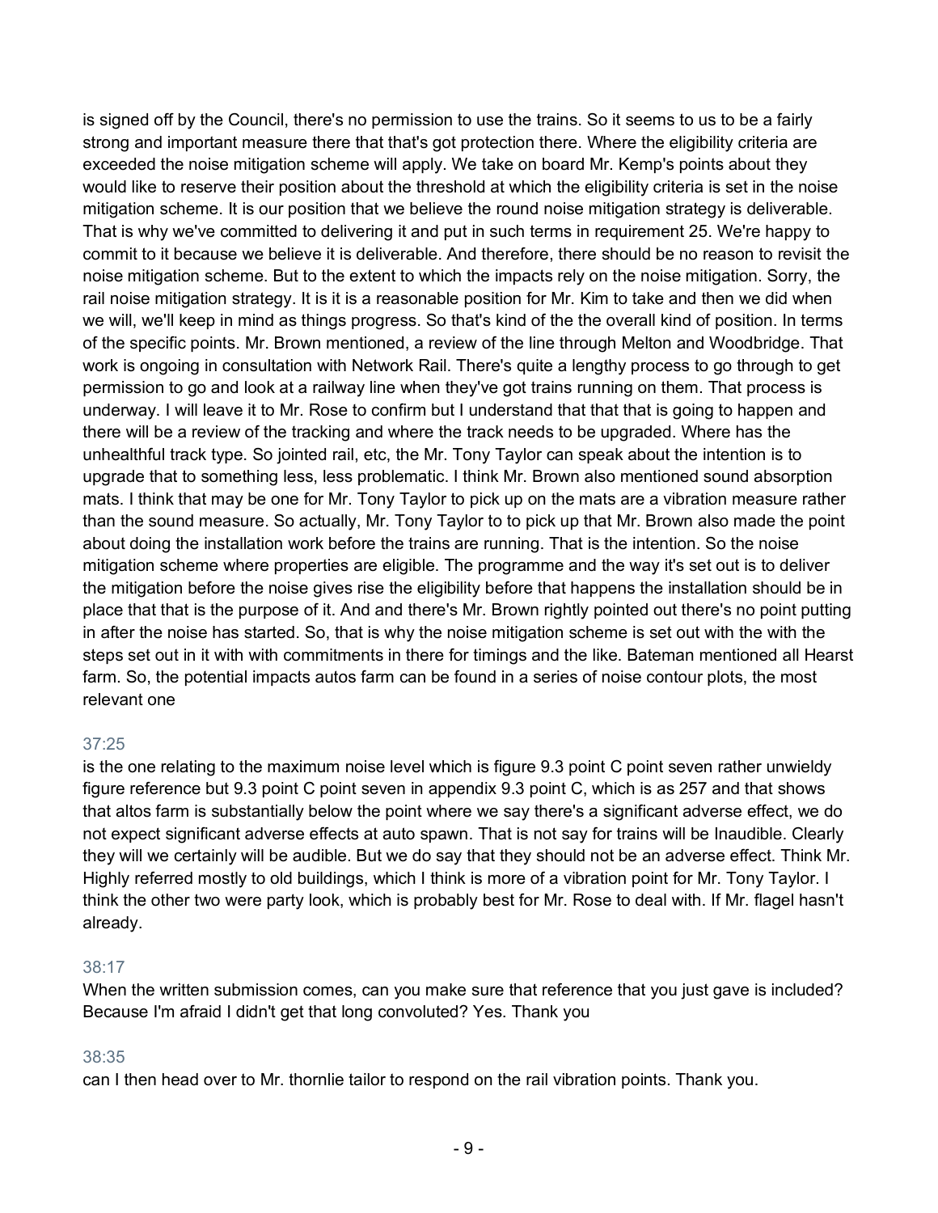is signed off by the Council, there's no permission to use the trains. So it seems to us to be a fairly strong and important measure there that that's got protection there. Where the eligibility criteria are exceeded the noise mitigation scheme will apply. We take on board Mr. Kemp's points about they would like to reserve their position about the threshold at which the eligibility criteria is set in the noise mitigation scheme. It is our position that we believe the round noise mitigation strategy is deliverable. That is why we've committed to delivering it and put in such terms in requirement 25. We're happy to commit to it because we believe it is deliverable. And therefore, there should be no reason to revisit the noise mitigation scheme. But to the extent to which the impacts rely on the noise mitigation. Sorry, the rail noise mitigation strategy. It is it is a reasonable position for Mr. Kim to take and then we did when we will, we'll keep in mind as things progress. So that's kind of the the overall kind of position. In terms of the specific points. Mr. Brown mentioned, a review of the line through Melton and Woodbridge. That work is ongoing in consultation with Network Rail. There's quite a lengthy process to go through to get permission to go and look at a railway line when they've got trains running on them. That process is underway. I will leave it to Mr. Rose to confirm but I understand that that that is going to happen and there will be a review of the tracking and where the track needs to be upgraded. Where has the unhealthful track type. So jointed rail, etc, the Mr. Tony Taylor can speak about the intention is to upgrade that to something less, less problematic. I think Mr. Brown also mentioned sound absorption mats. I think that may be one for Mr. Tony Taylor to pick up on the mats are a vibration measure rather than the sound measure. So actually, Mr. Tony Taylor to to pick up that Mr. Brown also made the point about doing the installation work before the trains are running. That is the intention. So the noise mitigation scheme where properties are eligible. The programme and the way it's set out is to deliver the mitigation before the noise gives rise the eligibility before that happens the installation should be in place that that is the purpose of it. And and there's Mr. Brown rightly pointed out there's no point putting in after the noise has started. So, that is why the noise mitigation scheme is set out with the with the steps set out in it with with commitments in there for timings and the like. Bateman mentioned all Hearst farm. So, the potential impacts autos farm can be found in a series of noise contour plots, the most relevant one

37:25

is the one relating to the maximum noise level which is figure 9.3 point C point seven rather unwieldy figure reference but 9.3 point C point seven in appendix 9.3 point C, which is as 257 and that shows that altos farm is substantially below the point where we say there's a significant adverse effect, we do not expect significant adverse effects at auto spawn. That is not say for trains will be Inaudible. Clearly they will we certainly will be audible. But we do say that they should not be an adverse effect. Think Mr. Highly referred mostly to old buildings, which I think is more of a vibration point for Mr. Tony Taylor. I think the other two were party look, which is probably best for Mr. Rose to deal with. If Mr. flagel hasn't already.

38:17

When the written submission comes, can you make sure that reference that you just gave is included? Because I'm afraid I didn't get that long convoluted? Yes. Thank you

38:35

can I then head over to Mr. thornlie tailor to respond on the rail vibration points. Thank you.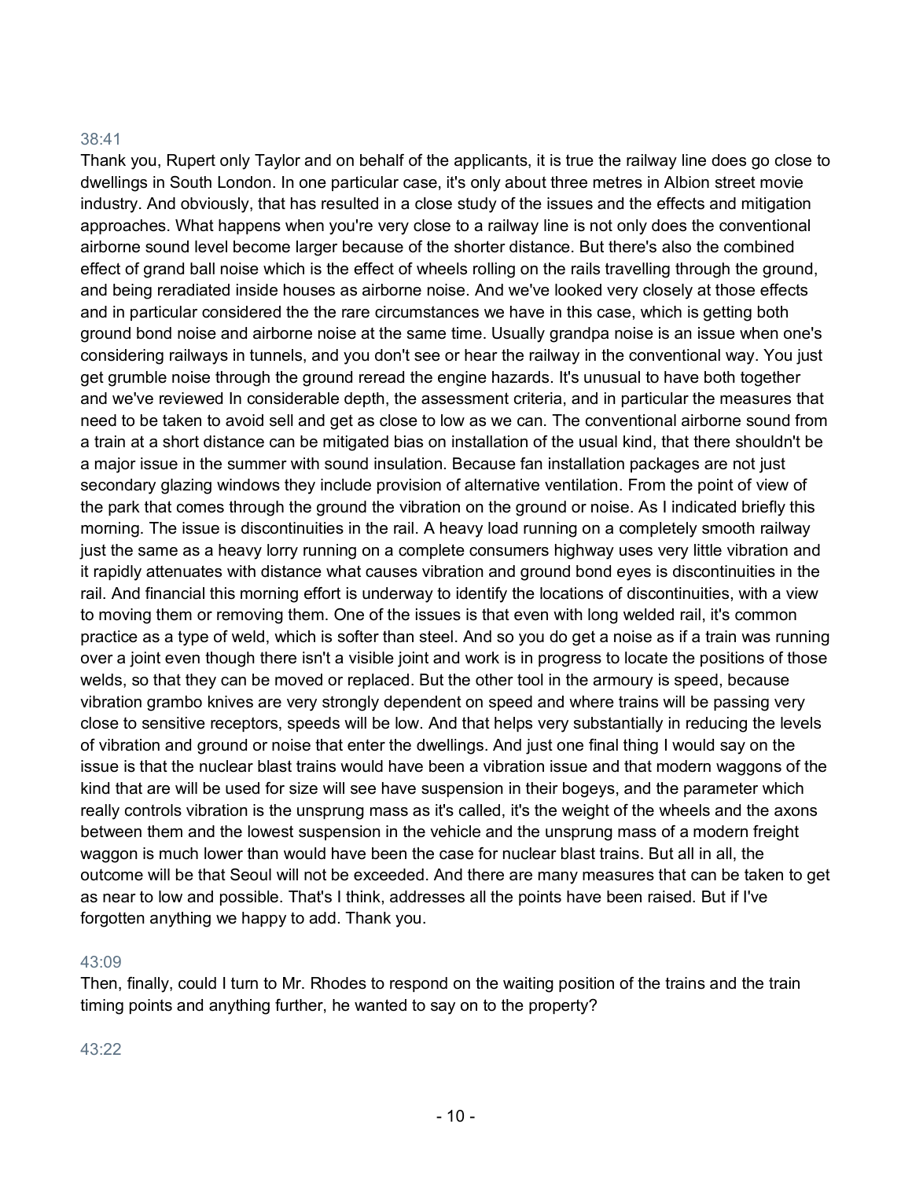38:41

Thank you, Rupert only Taylor and on behalf of the applicants, it is true the railway line does go close to dwellings in South London. In one particular case, it's only about three metres in Albion street movie industry. And obviously, that has resulted in a close study of the issues and the effects and mitigation approaches. What happens when you're very close to a railway line is not only does the conventional airborne sound level become larger because of the shorter distance. But there's also the combined effect of grand ball noise which is the effect of wheels rolling on the rails travelling through the ground, and being reradiated inside houses as airborne noise. And we've looked very closely at those effects and in particular considered the the rare circumstances we have in this case, which is getting both ground bond noise and airborne noise at the same time. Usually grandpa noise is an issue when one's considering railways in tunnels, and you don't see or hear the railway in the conventional way. You just get grumble noise through the ground reread the engine hazards. It's unusual to have both together and we've reviewed In considerable depth, the assessment criteria, and in particular the measures that need to be taken to avoid sell and get as close to low as we can. The conventional airborne sound from a train at a short distance can be mitigated bias on installation of the usual kind, that there shouldn't be a major issue in the summer with sound insulation. Because fan installation packages are not just secondary glazing windows they include provision of alternative ventilation. From the point of view of the park that comes through the ground the vibration on the ground or noise. As I indicated briefly this morning. The issue is discontinuities in the rail. A heavy load running on a completely smooth railway just the same as a heavy lorry running on a complete consumers highway uses very little vibration and it rapidly attenuates with distance what causes vibration and ground bond eyes is discontinuities in the rail. And financial this morning effort is underway to identify the locations of discontinuities, with a view to moving them or removing them. One of the issues is that even with long welded rail, it's common practice as a type of weld, which is softer than steel. And so you do get a noise as if a train was running over a joint even though there isn't a visible joint and work is in progress to locate the positions of those welds, so that they can be moved or replaced. But the other tool in the armoury is speed, because vibration grambo knives are very strongly dependent on speed and where trains will be passing very close to sensitive receptors, speeds will be low. And that helps very substantially in reducing the levels of vibration and ground or noise that enter the dwellings. And just one final thing I would say on the issue is that the nuclear blast trains would have been a vibration issue and that modern waggons of the kind that are will be used for size will see have suspension in their bogeys, and the parameter which really controls vibration is the unsprung mass as it's called, it's the weight of the wheels and the axons between them and the lowest suspension in the vehicle and the unsprung mass of a modern freight waggon is much lower than would have been the case for nuclear blast trains. But all in all, the outcome will be that Seoul will not be exceeded. And there are many measures that can be taken to get as near to low and possible. That's I think, addresses all the points have been raised. But if I've forgotten anything we happy to add. Thank you.

43:09

Then, finally, could I turn to Mr. Rhodes to respond on the waiting position of the trains and the train timing points and anything further, he wanted to say on to the property?

43:22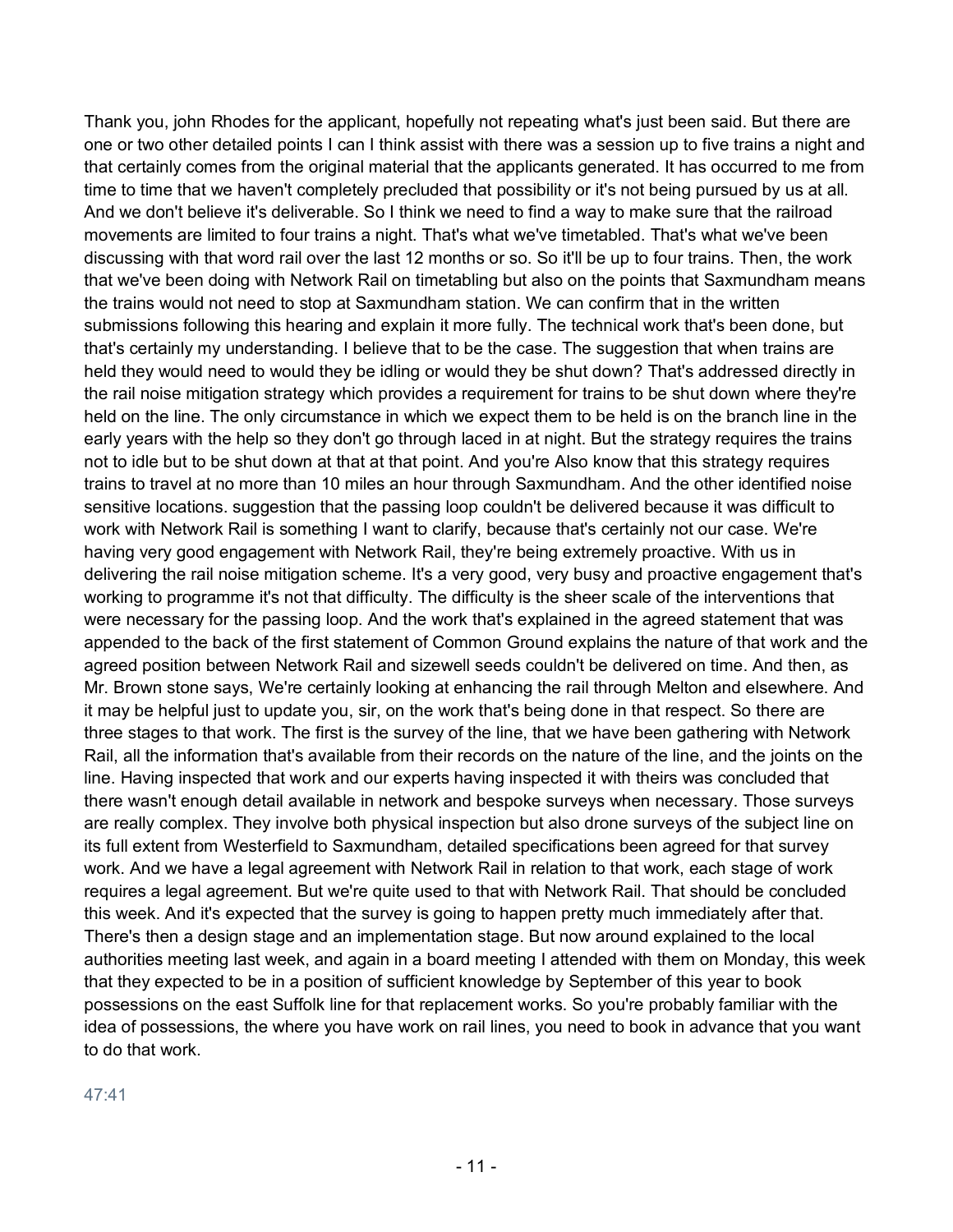Thank you, john Rhodes for the applicant, hopefully not repeating what's just been said. But there are one or two other detailed points I can I think assist with there was a session up to five trains a night and that certainly comes from the original material that the applicants generated. It has occurred to me from time to time that we haven't completely precluded that possibility or it's not being pursued by us at all. And we don't believe it's deliverable. So I think we need to find a way to make sure that the railroad movements are limited to four trains a night. That's what we've timetabled. That's what we've been discussing with that word rail over the last 12 months or so. So it'll be up to four trains. Then, the work that we've been doing with Network Rail on timetabling but also on the points that Saxmundham means the trains would not need to stop at Saxmundham station. We can confirm that in the written submissions following this hearing and explain it more fully. The technical work that's been done, but that's certainly my understanding. I believe that to be the case. The suggestion that when trains are held they would need to would they be idling or would they be shut down? That's addressed directly in the rail noise mitigation strategy which provides a requirement for trains to be shut down where they're held on the line. The only circumstance in which we expect them to be held is on the branch line in the early years with the help so they don't go through laced in at night. But the strategy requires the trains not to idle but to be shut down at that at that point. And you're Also know that this strategy requires trains to travel at no more than 10 miles an hour through Saxmundham. And the other identified noise sensitive locations. suggestion that the passing loop couldn't be delivered because it was difficult to work with Network Rail is something I want to clarify, because that's certainly not our case. We're having very good engagement with Network Rail, they're being extremely proactive. With us in delivering the rail noise mitigation scheme. It's a very good, very busy and proactive engagement that's working to programme it's not that difficulty. The difficulty is the sheer scale of the interventions that were necessary for the passing loop. And the work that's explained in the agreed statement that was appended to the back of the first statement of Common Ground explains the nature of that work and the agreed position between Network Rail and sizewell seeds couldn't be delivered on time. And then, as Mr. Brown stone says, We're certainly looking at enhancing the rail through Melton and elsewhere. And it may be helpful just to update you, sir, on the work that's being done in that respect. So there are three stages to that work. The first is the survey of the line, that we have been gathering with Network Rail, all the information that's available from their records on the nature of the line, and the joints on the line. Having inspected that work and our experts having inspected it with theirs was concluded that there wasn't enough detail available in network and bespoke surveys when necessary. Those surveys are really complex. They involve both physical inspection but also drone surveys of the subject line on its full extent from Westerfield to Saxmundham, detailed specifications been agreed for that survey work. And we have a legal agreement with Network Rail in relation to that work, each stage of work requires a legal agreement. But we're quite used to that with Network Rail. That should be concluded this week. And it's expected that the survey is going to happen pretty much immediately after that. There's then a design stage and an implementation stage. But now around explained to the local authorities meeting last week, and again in a board meeting I attended with them on Monday, this week that they expected to be in a position of sufficient knowledge by September of this year to book possessions on the east Suffolk line for that replacement works. So you're probably familiar with the idea of possessions, the where you have work on rail lines, you need to book in advance that you want to do that work.

47:41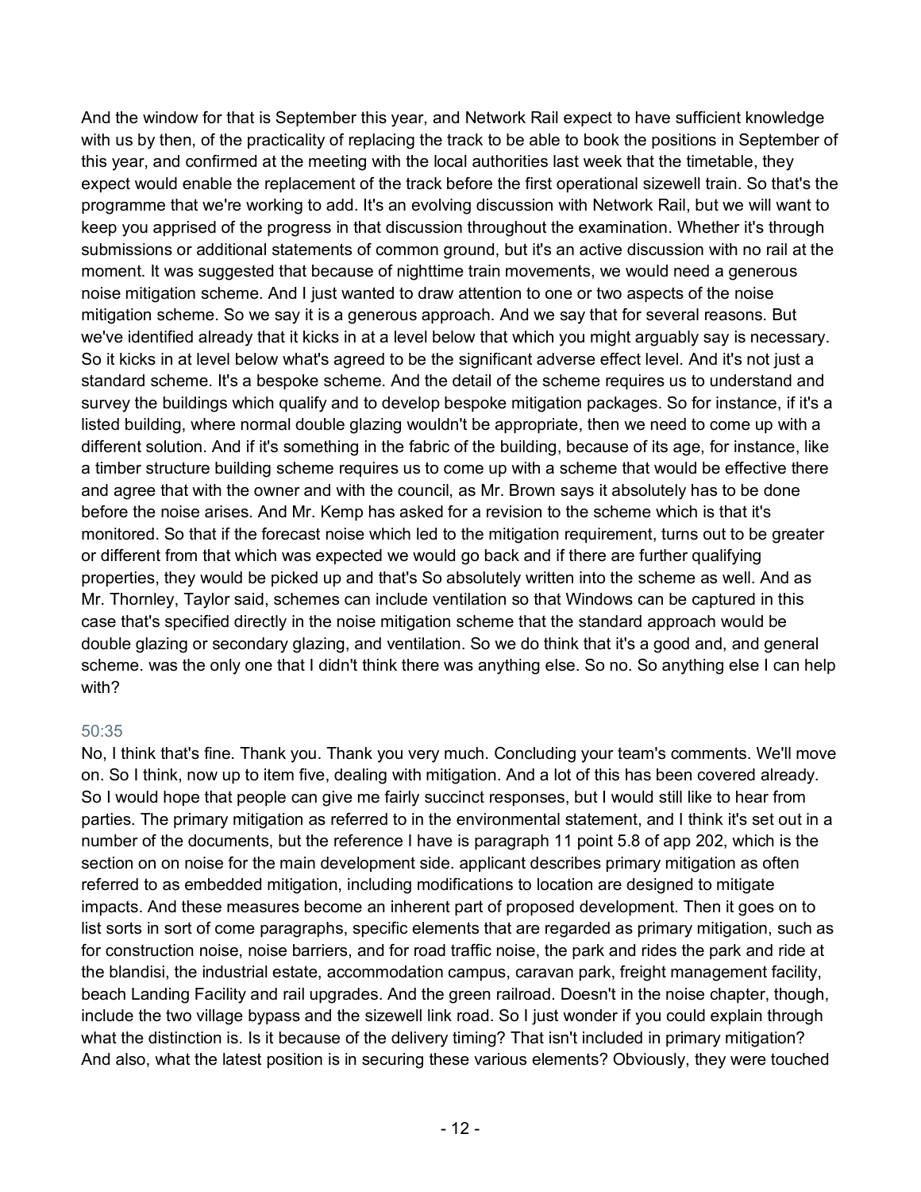And the window for that is September this year, and Network Rail expect to have sufficient knowledge with us by then, of the practicality of replacing the track to be able to book the positions in September of this year, and confirmed at the meeting with the local authorities last week that the timetable, they expect would enable the replacement of the track before the first operational sizewell train. So that's the programme that we're working to add. It's an evolving discussion with Network Rail, but we will want to keep you apprised of the progress in that discussion throughout the examination. Whether it's through submissions or additional statements of common ground, but it's an active discussion with no rail at the moment. It was suggested that because of nighttime train movements, we would need a generous noise mitigation scheme. And I just wanted to draw attention to one or two aspects of the noise mitigation scheme. So we say it is a generous approach. And we say that for several reasons. But we've identified already that it kicks in at a level below that which you might arguably say is necessary. So it kicks in at level below what's agreed to be the significant adverse effect level. And it's not just a standard scheme. It's a bespoke scheme. And the detail of the scheme requires us to understand and survey the buildings which qualify and to develop bespoke mitigation packages. So for instance, if it's a listed building, where normal double glazing wouldn't be appropriate, then we need to come up with a different solution. And if it's something in the fabric of the building, because of its age, for instance, like a timber structure building scheme requires us to come up with a scheme that would be effective there and agree that with the owner and with the council, as Mr. Brown says it absolutely has to be done before the noise arises. And Mr. Kemp has asked for a revision to the scheme which is that it's monitored. So that if the forecast noise which led to the mitigation requirement, turns out to be greater or different from that which was expected we would go back and if there are further qualifying properties, they would be picked up and that's So absolutely written into the scheme as well. And as Mr. Thornley, Taylor said, schemes can include ventilation so that Windows can be captured in this case that's specified directly in the noise mitigation scheme that the standard approach would be double glazing or secondary glazing, and ventilation. So we do think that it's a good and, and general scheme. was the only one that I didn't think there was anything else. So no. So anything else I can help with?

50:35

No, I think that's fine. Thank you. Thank you very much. Concluding your team's comments. We'll move on. So I think, now up to item five, dealing with mitigation. And a lot of this has been covered already. So I would hope that people can give me fairly succinct responses, but I would still like to hear from parties. The primary mitigation as referred to in the environmental statement, and I think it's set out in a number of the documents, but the reference I have is paragraph 11 point 5.8 of app 202, which is the section on on noise for the main development side. applicant describes primary mitigation as often referred to as embedded mitigation, including modifications to location are designed to mitigate impacts. And these measures become an inherent part of proposed development. Then it goes on to list sorts in sort of come paragraphs, specific elements that are regarded as primary mitigation, such as for construction noise, noise barriers, and for road traffic noise, the park and rides the park and ride at the blandisi, the industrial estate, accommodation campus, caravan park, freight management facility, beach Landing Facility and rail upgrades. And the green railroad. Doesn't in the noise chapter, though, include the two village bypass and the sizewell link road. So I just wonder if you could explain through what the distinction is. Is it because of the delivery timing? That isn't included in primary mitigation? And also, what the latest position is in securing these various elements? Obviously, they were touched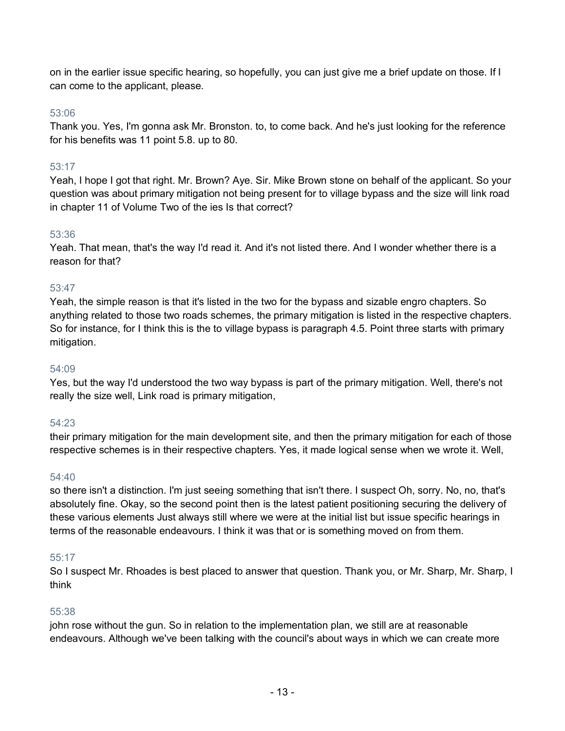on in the earlier issue specific hearing, so hopefully, you can just give me a brief update on those. If I can come to the applicant, please.

53:06

Thank you. Yes, I'm gonna ask Mr. Bronston. to, to come back. And he's just looking for the reference for his benefits was 11 point 5.8. up to 80.

53:17

Yeah, I hope I got that right. Mr. Brown? Aye. Sir. Mike Brown stone on behalf of the applicant. So your question was about primary mitigation not being present for to village bypass and the size will link road in chapter 11 of Volume Two of the ies Is that correct?

53:36

Yeah. That mean, that's the way I'd read it. And it's not listed there. And I wonder whether there is a reason for that?

53:47

Yeah, the simple reason is that it's listed in the two for the bypass and sizable engro chapters. So anything related to those two roads schemes, the primary mitigation is listed in the respective chapters. So for instance, for I think this is the to village bypass is paragraph 4.5. Point three starts with primary mitigation.

54:09

Yes, but the way I'd understood the two way bypass is part of the primary mitigation. Well, there's not really the size well, Link road is primary mitigation,

54:23

their primary mitigation for the main development site, and then the primary mitigation for each of those respective schemes is in their respective chapters. Yes, it made logical sense when we wrote it. Well,

54:40

so there isn't a distinction. I'm just seeing something that isn't there. I suspect Oh, sorry. No, no, that's absolutely fine. Okay, so the second point then is the latest patient positioning securing the delivery of these various elements Just always still where we were at the initial list but issue specific hearings in terms of the reasonable endeavours. I think it was that or is something moved on from them.

55:17

So I suspect Mr. Rhoades is best placed to answer that question. Thank you, or Mr. Sharp, Mr. Sharp, I think

55:38

john rose without the gun. So in relation to the implementation plan, we still are at reasonable endeavours. Although we've been talking with the council's about ways in which we can create more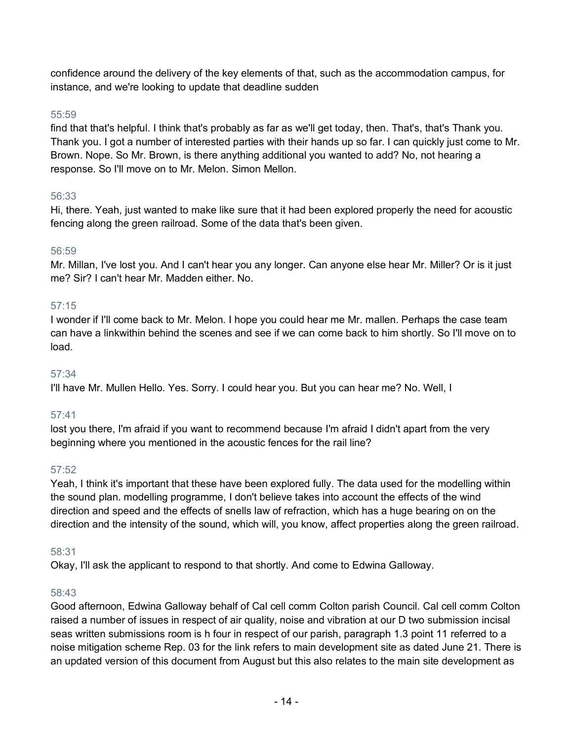confidence around the delivery of the key elements of that, such as the accommodation campus, for instance, and we're looking to update that deadline sudden

55:59

find that that's helpful. I think that's probably as far as we'll get today, then. That's, that's Thank you. Thank you. I got a number of interested parties with their hands up so far. I can quickly just come to Mr. Brown. Nope. So Mr. Brown, is there anything additional you wanted to add? No, not hearing a response. So I'll move on to Mr. Melon. Simon Mellon.

56:33

Hi, there. Yeah, just wanted to make like sure that it had been explored properly the need for acoustic fencing along the green railroad. Some of the data that's been given.

56:59

Mr. Millan, I've lost you. And I can't hear you any longer. Can anyone else hear Mr. Miller? Or is it just me? Sir? I can't hear Mr. Madden either. No.

57:15

I wonder if I'll come back to Mr. Melon. I hope you could hear me Mr. mallen. Perhaps the case team can have a linkwithin behind the scenes and see if we can come back to him shortly. So I'll move on to load.

57:34

I'll have Mr. Mullen Hello. Yes. Sorry. I could hear you. But you can hear me? No. Well, I

57:41

lost you there, I'm afraid if you want to recommend because I'm afraid I didn't apart from the very beginning where you mentioned in the acoustic fences for the rail line?

57:52

Yeah, I think it's important that these have been explored fully. The data used for the modelling within the sound plan. modelling programme, I don't believe takes into account the effects of the wind direction and speed and the effects of snells law of refraction, which has a huge bearing on on the direction and the intensity of the sound, which will, you know, affect properties along the green railroad.

58:31

Okay, I'll ask the applicant to respond to that shortly. And come to Edwina Galloway.

58:43

Good afternoon, Edwina Galloway behalf of Cal cell comm Colton parish Council. Cal cell comm Colton raised a number of issues in respect of air quality, noise and vibration at our D two submission incisal seas written submissions room is h four in respect of our parish, paragraph 1.3 point 11 referred to a noise mitigation scheme Rep. 03 for the link refers to main development site as dated June 21. There is an updated version of this document from August but this also relates to the main site development as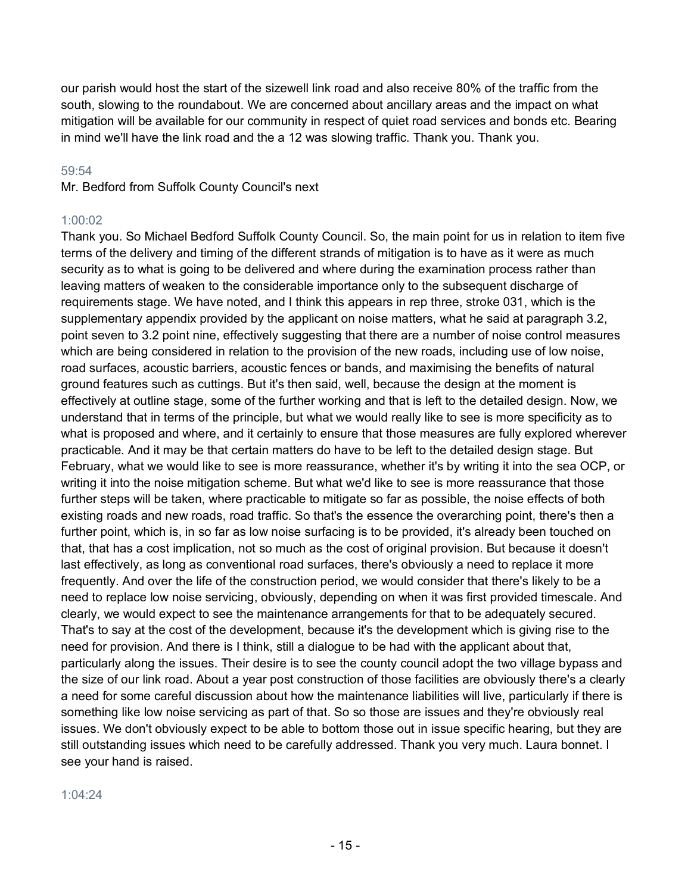our parish would host the start of the sizewell link road and also receive 80% of the traffic from the south, slowing to the roundabout. We are concerned about ancillary areas and the impact on what mitigation will be available for our community in respect of quiet road services and bonds etc. Bearing in mind we'll have the link road and the a 12 was slowing traffic. Thank you. Thank you.

59:54

Mr. Bedford from Suffolk County Council's next

1:00:02

Thank you. So Michael Bedford Suffolk County Council. So, the main point for us in relation to item five terms of the delivery and timing of the different strands of mitigation is to have as it were as much security as to what is going to be delivered and where during the examination process rather than leaving matters of weaken to the considerable importance only to the subsequent discharge of requirements stage. We have noted, and I think this appears in rep three, stroke 031, which is the supplementary appendix provided by the applicant on noise matters, what he said at paragraph 3.2, point seven to 3.2 point nine, effectively suggesting that there are a number of noise control measures which are being considered in relation to the provision of the new roads, including use of low noise, road surfaces, acoustic barriers, acoustic fences or bands, and maximising the benefits of natural ground features such as cuttings. But it's then said, well, because the design at the moment is effectively at outline stage, some of the further working and that is left to the detailed design. Now, we understand that in terms of the principle, but what we would really like to see is more specificity as to what is proposed and where, and it certainly to ensure that those measures are fully explored wherever practicable. And it may be that certain matters do have to be left to the detailed design stage. But February, what we would like to see is more reassurance, whether it's by writing it into the sea OCP, or writing it into the noise mitigation scheme. But what we'd like to see is more reassurance that those further steps will be taken, where practicable to mitigate so far as possible, the noise effects of both existing roads and new roads, road traffic. So that's the essence the overarching point, there's then a further point, which is, in so far as low noise surfacing is to be provided, it's already been touched on that, that has a cost implication, not so much as the cost of original provision. But because it doesn't last effectively, as long as conventional road surfaces, there's obviously a need to replace it more frequently. And over the life of the construction period, we would consider that there's likely to be a need to replace low noise servicing, obviously, depending on when it was first provided timescale. And clearly, we would expect to see the maintenance arrangements for that to be adequately secured. That's to say at the cost of the development, because it's the development which is giving rise to the need for provision. And there is I think, still a dialogue to be had with the applicant about that, particularly along the issues. Their desire is to see the county council adopt the two village bypass and the size of our link road. About a year post construction of those facilities are obviously there's a clearly a need for some careful discussion about how the maintenance liabilities will live, particularly if there is something like low noise servicing as part of that. So so those are issues and they're obviously real issues. We don't obviously expect to be able to bottom those out in issue specific hearing, but they are still outstanding issues which need to be carefully addressed. Thank you very much. Laura bonnet. I see your hand is raised.

1:04:24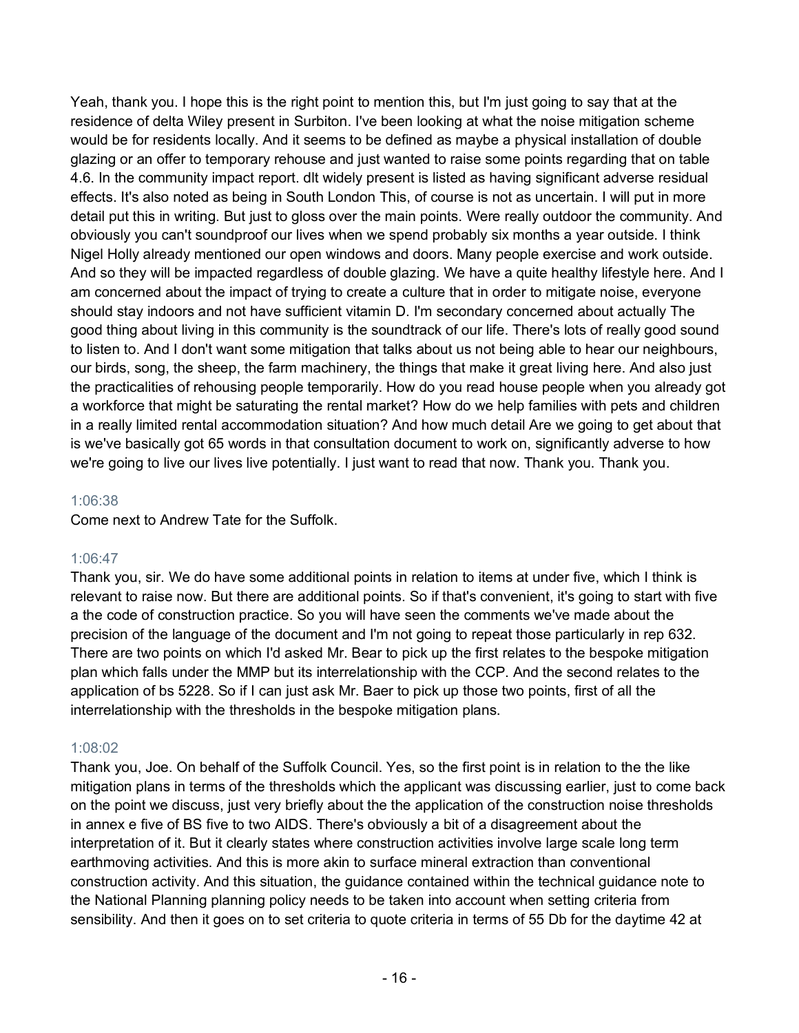Yeah, thank you. I hope this is the right point to mention this, but I'm just going to say that at the residence of delta Wiley present in Surbiton. I've been looking at what the noise mitigation scheme would be for residents locally. And it seems to be defined as maybe a physical installation of double glazing or an offer to temporary rehouse and just wanted to raise some points regarding that on table 4.6. In the community impact report. dlt widely present is listed as having significant adverse residual effects. It's also noted as being in South London This, of course is not as uncertain. I will put in more detail put this in writing. But just to gloss over the main points. Were really outdoor the community. And obviously you can't soundproof our lives when we spend probably six months a year outside. I think Nigel Holly already mentioned our open windows and doors. Many people exercise and work outside. And so they will be impacted regardless of double glazing. We have a quite healthy lifestyle here. And I am concerned about the impact of trying to create a culture that in order to mitigate noise, everyone should stay indoors and not have sufficient vitamin D. I'm secondary concerned about actually The good thing about living in this community is the soundtrack of our life. There's lots of really good sound to listen to. And I don't want some mitigation that talks about us not being able to hear our neighbours, our birds, song, the sheep, the farm machinery, the things that make it great living here. And also just the practicalities of rehousing people temporarily. How do you read house people when you already got a workforce that might be saturating the rental market? How do we help families with pets and children in a really limited rental accommodation situation? And how much detail Are we going to get about that is we've basically got 65 words in that consultation document to work on, significantly adverse to how we're going to live our lives live potentially. I just want to read that now. Thank you. Thank you.

1:06:38

Come next to Andrew Tate for the Suffolk.

1:06:47

Thank you, sir. We do have some additional points in relation to items at under five, which I think is relevant to raise now. But there are additional points. So if that's convenient, it's going to start with five a the code of construction practice. So you will have seen the comments we've made about the precision of the language of the document and I'm not going to repeat those particularly in rep 632. There are two points on which I'd asked Mr. Bear to pick up the first relates to the bespoke mitigation plan which falls under the MMP but its interrelationship with the CCP. And the second relates to the application of bs 5228. So if I can just ask Mr. Baer to pick up those two points, first of all the interrelationship with the thresholds in the bespoke mitigation plans.

1:08:02

Thank you, Joe. On behalf of the Suffolk Council. Yes, so the first point is in relation to the the like mitigation plans in terms of the thresholds which the applicant was discussing earlier, just to come back on the point we discuss, just very briefly about the the application of the construction noise thresholds in annex e five of BS five to two AIDS. There's obviously a bit of a disagreement about the interpretation of it. But it clearly states where construction activities involve large scale long term earthmoving activities. And this is more akin to surface mineral extraction than conventional construction activity. And this situation, the guidance contained within the technical guidance note to the National Planning planning policy needs to be taken into account when setting criteria from sensibility. And then it goes on to set criteria to quote criteria in terms of 55 Db for the daytime 42 at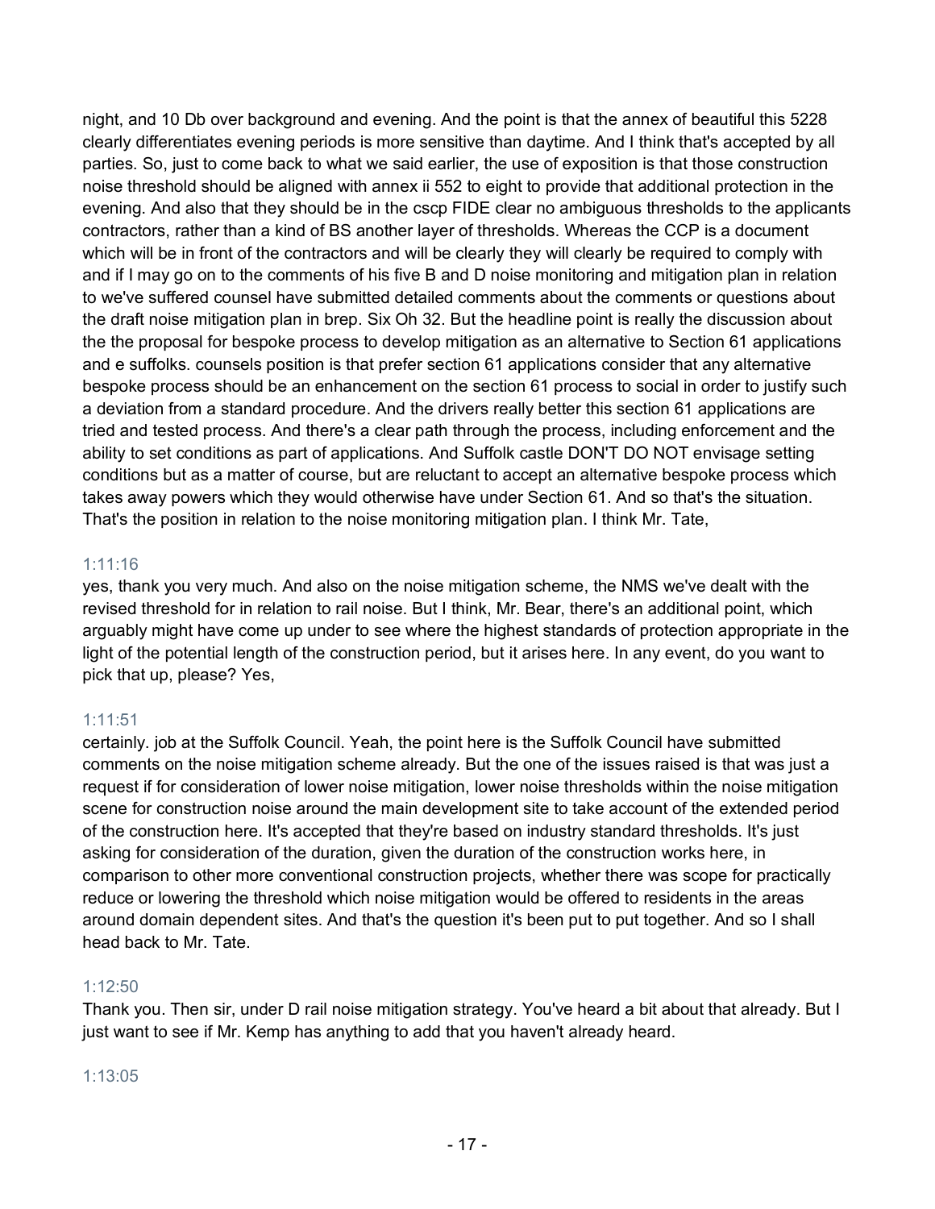night, and 10 Db over background and evening. And the point is that the annex of beautiful this 5228 clearly differentiates evening periods is more sensitive than daytime. And I think that's accepted by all parties. So, just to come back to what we said earlier, the use of exposition is that those construction noise threshold should be aligned with annex ii 552 to eight to provide that additional protection in the evening. And also that they should be in the cscp FIDE clear no ambiguous thresholds to the applicants contractors, rather than a kind of BS another layer of thresholds. Whereas the CCP is a document which will be in front of the contractors and will be clearly they will clearly be required to comply with and if I may go on to the comments of his five B and D noise monitoring and mitigation plan in relation to we've suffered counsel have submitted detailed comments about the comments or questions about the draft noise mitigation plan in brep. Six Oh 32. But the headline point is really the discussion about the the proposal for bespoke process to develop mitigation as an alternative to Section 61 applications and e suffolks. counsels position is that prefer section 61 applications consider that any alternative bespoke process should be an enhancement on the section 61 process to social in order to justify such a deviation from a standard procedure. And the drivers really better this section 61 applications are tried and tested process. And there's a clear path through the process, including enforcement and the ability to set conditions as part of applications. And Suffolk castle DON'T DO NOT envisage setting conditions but as a matter of course, but are reluctant to accept an alternative bespoke process which takes away powers which they would otherwise have under Section 61. And so that's the situation. That's the position in relation to the noise monitoring mitigation plan. I think Mr. Tate,

1:11:16

yes, thank you very much. And also on the noise mitigation scheme, the NMS we've dealt with the revised threshold for in relation to rail noise. But I think, Mr. Bear, there's an additional point, which arguably might have come up under to see where the highest standards of protection appropriate in the light of the potential length of the construction period, but it arises here. In any event, do you want to pick that up, please? Yes,

1:11:51

certainly. job at the Suffolk Council. Yeah, the point here is the Suffolk Council have submitted comments on the noise mitigation scheme already. But the one of the issues raised is that was just a request if for consideration of lower noise mitigation, lower noise thresholds within the noise mitigation scene for construction noise around the main development site to take account of the extended period of the construction here. It's accepted that they're based on industry standard thresholds. It's just asking for consideration of the duration, given the duration of the construction works here, in comparison to other more conventional construction projects, whether there was scope for practically reduce or lowering the threshold which noise mitigation would be offered to residents in the areas around domain dependent sites. And that's the question it's been put to put together. And so I shall head back to Mr. Tate.

1:12:50

Thank you. Then sir, under D rail noise mitigation strategy. You've heard a bit about that already. But I just want to see if Mr. Kemp has anything to add that you haven't already heard.

1:13:05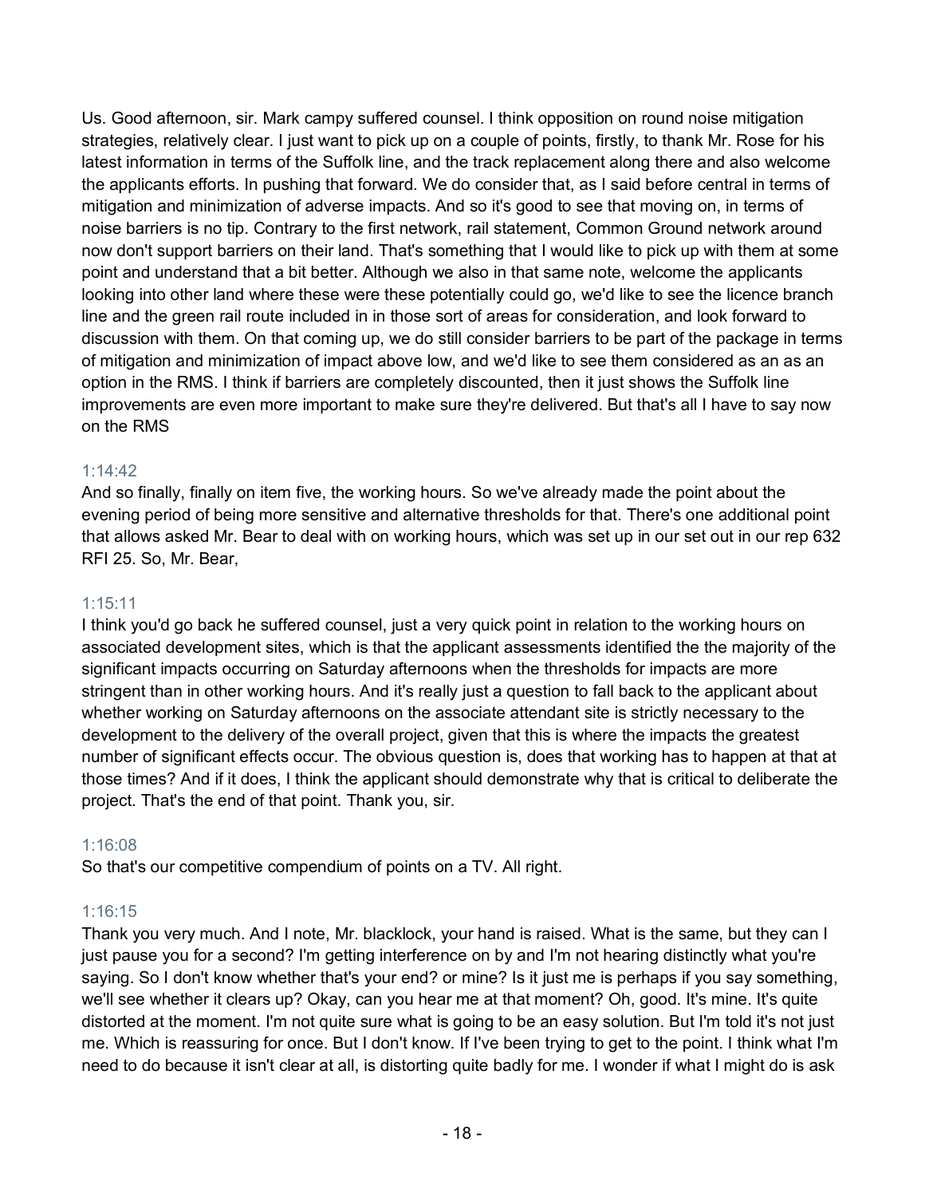Us. Good afternoon, sir. Mark campy suffered counsel. I think opposition on round noise mitigation strategies, relatively clear. I just want to pick up on a couple of points, firstly, to thank Mr. Rose for his latest information in terms of the Suffolk line, and the track replacement along there and also welcome the applicants efforts. In pushing that forward. We do consider that, as I said before central in terms of mitigation and minimization of adverse impacts. And so it's good to see that moving on, in terms of noise barriers is no tip. Contrary to the first network, rail statement, Common Ground network around now don't support barriers on their land. That's something that I would like to pick up with them at some point and understand that a bit better. Although we also in that same note, welcome the applicants looking into other land where these were these potentially could go, we'd like to see the licence branch line and the green rail route included in in those sort of areas for consideration, and look forward to discussion with them. On that coming up, we do still consider barriers to be part of the package in terms of mitigation and minimization of impact above low, and we'd like to see them considered as an as an option in the RMS. I think if barriers are completely discounted, then it just shows the Suffolk line improvements are even more important to make sure they're delivered. But that's all I have to say now on the RMS

1:14:42

And so finally, finally on item five, the working hours. So we've already made the point about the evening period of being more sensitive and alternative thresholds for that. There's one additional point that allows asked Mr. Bear to deal with on working hours, which was set up in our set out in our rep 632 RFI 25. So, Mr. Bear,

1:15:11

I think you'd go back he suffered counsel, just a very quick point in relation to the working hours on associated development sites, which is that the applicant assessments identified the the majority of the significant impacts occurring on Saturday afternoons when the thresholds for impacts are more stringent than in other working hours. And it's really just a question to fall back to the applicant about whether working on Saturday afternoons on the associate attendant site is strictly necessary to the development to the delivery of the overall project, given that this is where the impacts the greatest number of significant effects occur. The obvious question is, does that working has to happen at that at those times? And if it does, I think the applicant should demonstrate why that is critical to deliberate the project. That's the end of that point. Thank you, sir.

1:16:08

So that's our competitive compendium of points on a TV. All right.

1:16:15

Thank you very much. And I note, Mr. blacklock, your hand is raised. What is the same, but they can I just pause you for a second? I'm getting interference on by and I'm not hearing distinctly what you're saying. So I don't know whether that's your end? or mine? Is it just me is perhaps if you say something, we'll see whether it clears up? Okay, can you hear me at that moment? Oh, good. It's mine. It's quite distorted at the moment. I'm not quite sure what is going to be an easy solution. But I'm told it's not just me. Which is reassuring for once. But I don't know. If I've been trying to get to the point. I think what I'm need to do because it isn't clear at all, is distorting quite badly for me. I wonder if what I might do is ask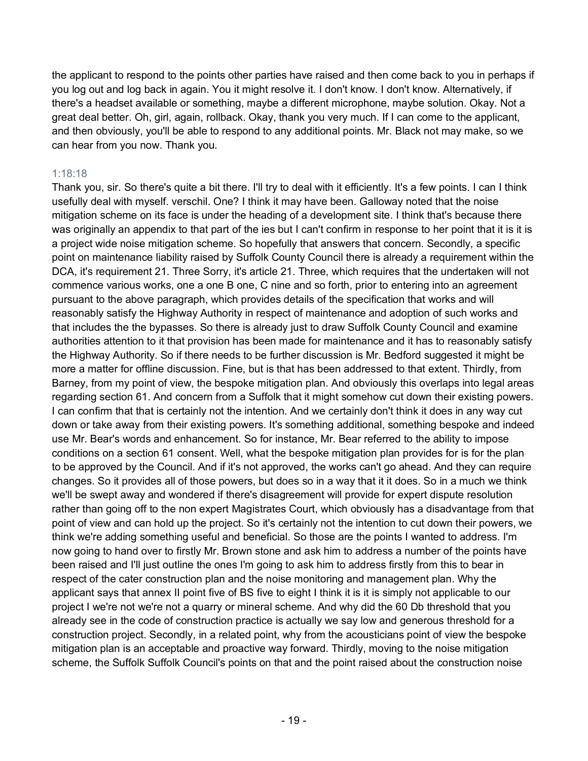the applicant to respond to the points other parties have raised and then come back to you in perhaps if you log out and log back in again. You it might resolve it. I don't know. I don't know. Alternatively, if there's a headset available or something, maybe a different microphone, maybe solution. Okay. Not a great deal better. Oh, girl, again, rollback. Okay, thank you very much. If I can come to the applicant, and then obviously, you'll be able to respond to any additional points. Mr. Black not may make, so we can hear from you now. Thank you.

1:18:18

Thank you, sir. So there's quite a bit there. I'll try to deal with it efficiently. It's a few points. I can I think usefully deal with myself. verschil. One? I think it may have been. Galloway noted that the noise mitigation scheme on its face is under the heading of a development site. I think that's because there was originally an appendix to that part of the ies but I can't confirm in response to her point that it is it is it is a project wide noise mitigation scheme. So hopefully that answers that concern. Secondly, a specific point on maintenance liability raised by Suffolk County Council there is already a requirement within the DCA, it's requirement 21. Three Sorry, it's article 21. Three, which requires that the undertaken will not commence various works, one a one B one, C nine and so forth, prior to entering into an agreement pursuant to the above paragraph, which provides details of the specification that works and will reasonably satisfy the Highway Authority in respect of maintenance and adoption of such works and that includes the the bypasses. So there is already just to draw Suffolk County Council and examine authorities attention to it that provision has been made for maintenance and it has to reasonably satisfy the Highway Authority. So if there needs to be further discussion is Mr. Bedford suggested it might be more a matter for offline discussion. Fine, but is that has been addressed to that extent. Thirdly, from Barney, from my point of view, the bespoke mitigation plan. And obviously this overlaps into legal areas regarding section 61. And concern from a Suffolk that it might somehow cut down their existing powers. I can confirm that that is certainly not the intention. And we certainly don't think it does in any way cut down or take away from their existing powers. It's something additional, something bespoke and indeed use Mr. Bear's words and enhancement. So for instance, Mr. Bear referred to the ability to impose conditions on a section 61 consent. Well, what the bespoke mitigation plan provides for is for the plan to be approved by the Council. And if it's not approved, the works can't go ahead. And they can require changes. So it provides all of those powers, but does so in a way that it it does. So in a much we think we'll be swept away and wondered if there's disagreement will provide for expert dispute resolution rather than going off to the non expert Magistrates Court, which obviously has a disadvantage from that point of view and can hold up the project. So it's certainly not the intention to cut down their powers, we think we're adding something useful and beneficial. So those are the points I wanted to address. I'm now going to hand over to firstly Mr. Brown stone and ask him to address a number of the points have been raised and I'll just outline the ones I'm going to ask him to address firstly from this to bear in respect of the cater construction plan and the noise monitoring and management plan. Why the applicant says that annex II point five of BS five to eight I think it is it is it is simply not applicable to our project I we're not we're not a quarry or mineral scheme. And why did the 60 Db threshold that you already see in the code of construction practice is actually we say low and generous threshold for a construction project. Secondly, in a related point, why from the acousticians point of view the bespoke mitigation plan is an acceptable and proactive way forward. Thirdly, moving to the noise mitigation scheme, the Suffolk Suffolk Council's points on that and the point raised about the construction noise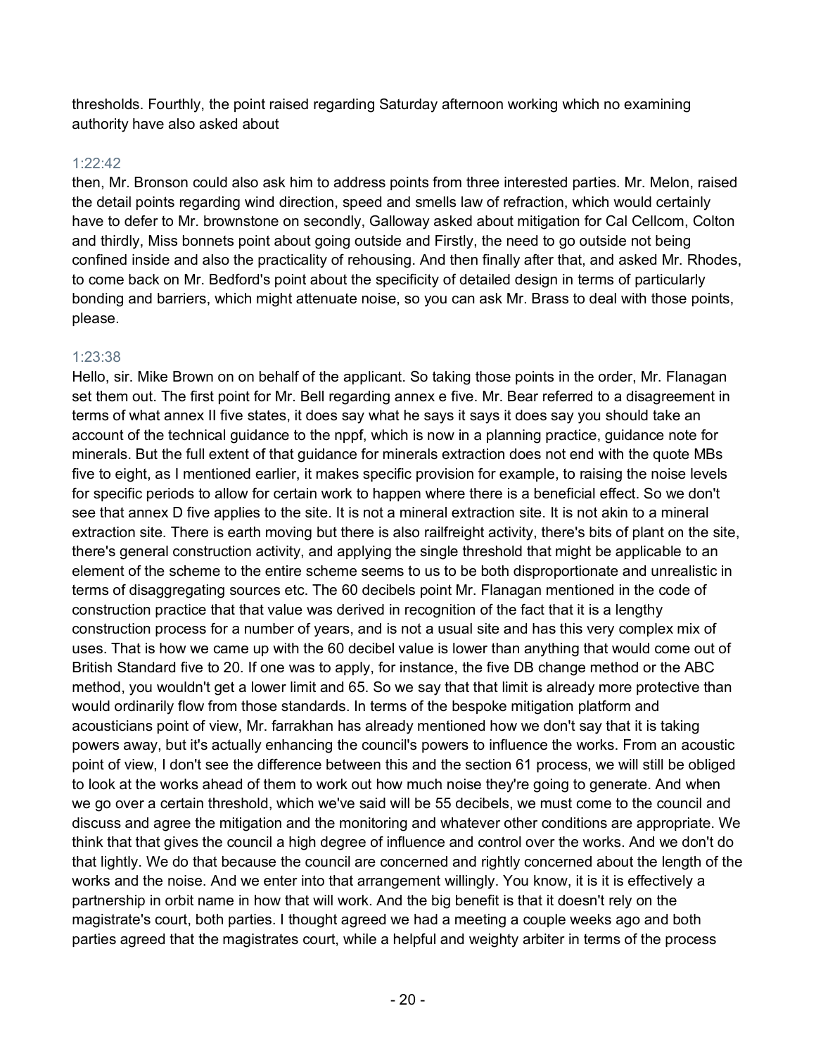thresholds. Fourthly, the point raised regarding Saturday afternoon working which no examining authority have also asked about

1:22:42

then, Mr. Bronson could also ask him to address points from three interested parties. Mr. Melon, raised the detail points regarding wind direction, speed and smells law of refraction, which would certainly have to defer to Mr. brownstone on secondly, Galloway asked about mitigation for Cal Cellcom, Colton and thirdly, Miss bonnets point about going outside and Firstly, the need to go outside not being confined inside and also the practicality of rehousing. And then finally after that, and asked Mr. Rhodes, to come back on Mr. Bedford's point about the specificity of detailed design in terms of particularly bonding and barriers, which might attenuate noise, so you can ask Mr. Brass to deal with those points, please.

1:23:38

Hello, sir. Mike Brown on on behalf of the applicant. So taking those points in the order, Mr. Flanagan set them out. The first point for Mr. Bell regarding annex e five. Mr. Bear referred to a disagreement in terms of what annex II five states, it does say what he says it says it does say you should take an account of the technical guidance to the nppf, which is now in a planning practice, guidance note for minerals. But the full extent of that guidance for minerals extraction does not end with the quote MBs five to eight, as I mentioned earlier, it makes specific provision for example, to raising the noise levels for specific periods to allow for certain work to happen where there is a beneficial effect. So we don't see that annex D five applies to the site. It is not a mineral extraction site. It is not akin to a mineral extraction site. There is earth moving but there is also railfreight activity, there's bits of plant on the site, there's general construction activity, and applying the single threshold that might be applicable to an element of the scheme to the entire scheme seems to us to be both disproportionate and unrealistic in terms of disaggregating sources etc. The 60 decibels point Mr. Flanagan mentioned in the code of construction practice that that value was derived in recognition of the fact that it is a lengthy construction process for a number of years, and is not a usual site and has this very complex mix of uses. That is how we came up with the 60 decibel value is lower than anything that would come out of British Standard five to 20. If one was to apply, for instance, the five DB change method or the ABC method, you wouldn't get a lower limit and 65. So we say that that limit is already more protective than would ordinarily flow from those standards. In terms of the bespoke mitigation platform and acousticians point of view, Mr. farrakhan has already mentioned how we don't say that it is taking powers away, but it's actually enhancing the council's powers to influence the works. From an acoustic point of view, I don't see the difference between this and the section 61 process, we will still be obliged to look at the works ahead of them to work out how much noise they're going to generate. And when we go over a certain threshold, which we've said will be 55 decibels, we must come to the council and discuss and agree the mitigation and the monitoring and whatever other conditions are appropriate. We think that that gives the council a high degree of influence and control over the works. And we don't do that lightly. We do that because the council are concerned and rightly concerned about the length of the works and the noise. And we enter into that arrangement willingly. You know, it is it is effectively a partnership in orbit name in how that will work. And the big benefit is that it doesn't rely on the magistrate's court, both parties. I thought agreed we had a meeting a couple weeks ago and both parties agreed that the magistrates court, while a helpful and weighty arbiter in terms of the process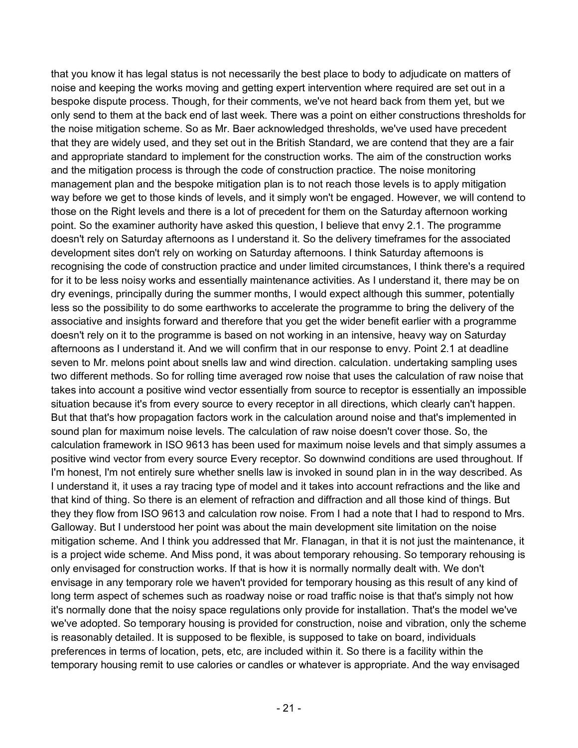that you know it has legal status is not necessarily the best place to body to adjudicate on matters of noise and keeping the works moving and getting expert intervention where required are set out in a bespoke dispute process. Though, for their comments, we've not heard back from them yet, but we only send to them at the back end of last week. There was a point on either constructions thresholds for the noise mitigation scheme. So as Mr. Baer acknowledged thresholds, we've used have precedent that they are widely used, and they set out in the British Standard, we are contend that they are a fair and appropriate standard to implement for the construction works. The aim of the construction works and the mitigation process is through the code of construction practice. The noise monitoring management plan and the bespoke mitigation plan is to not reach those levels is to apply mitigation way before we get to those kinds of levels, and it simply won't be engaged. However, we will contend to those on the Right levels and there is a lot of precedent for them on the Saturday afternoon working point. So the examiner authority have asked this question, I believe that envy 2.1. The programme doesn't rely on Saturday afternoons as I understand it. So the delivery timeframes for the associated development sites don't rely on working on Saturday afternoons. I think Saturday afternoons is recognising the code of construction practice and under limited circumstances, I think there's a required for it to be less noisy works and essentially maintenance activities. As I understand it, there may be on dry evenings, principally during the summer months, I would expect although this summer, potentially less so the possibility to do some earthworks to accelerate the programme to bring the delivery of the associative and insights forward and therefore that you get the wider benefit earlier with a programme doesn't rely on it to the programme is based on not working in an intensive, heavy way on Saturday afternoons as I understand it. And we will confirm that in our response to envy. Point 2.1 at deadline seven to Mr. melons point about snells law and wind direction. calculation. undertaking sampling uses two different methods. So for rolling time averaged row noise that uses the calculation of raw noise that takes into account a positive wind vector essentially from source to receptor is essentially an impossible situation because it's from every source to every receptor in all directions, which clearly can't happen. But that that's how propagation factors work in the calculation around noise and that's implemented in sound plan for maximum noise levels. The calculation of raw noise doesn't cover those. So, the calculation framework in ISO 9613 has been used for maximum noise levels and that simply assumes a positive wind vector from every source Every receptor. So downwind conditions are used throughout. If I'm honest, I'm not entirely sure whether snells law is invoked in sound plan in in the way described. As I understand it, it uses a ray tracing type of model and it takes into account refractions and the like and that kind of thing. So there is an element of refraction and diffraction and all those kind of things. But they they flow from ISO 9613 and calculation row noise. From I had a note that I had to respond to Mrs. Galloway. But I understood her point was about the main development site limitation on the noise mitigation scheme. And I think you addressed that Mr. Flanagan, in that it is not just the maintenance, it is a project wide scheme. And Miss pond, it was about temporary rehousing. So temporary rehousing is only envisaged for construction works. If that is how it is normally normally dealt with. We don't envisage in any temporary role we haven't provided for temporary housing as this result of any kind of long term aspect of schemes such as roadway noise or road traffic noise is that that's simply not how it's normally done that the noisy space regulations only provide for installation. That's the model we've we've adopted. So temporary housing is provided for construction, noise and vibration, only the scheme is reasonably detailed. It is supposed to be flexible, is supposed to take on board, individuals preferences in terms of location, pets, etc, are included within it. So there is a facility within the temporary housing remit to use calories or candles or whatever is appropriate. And the way envisaged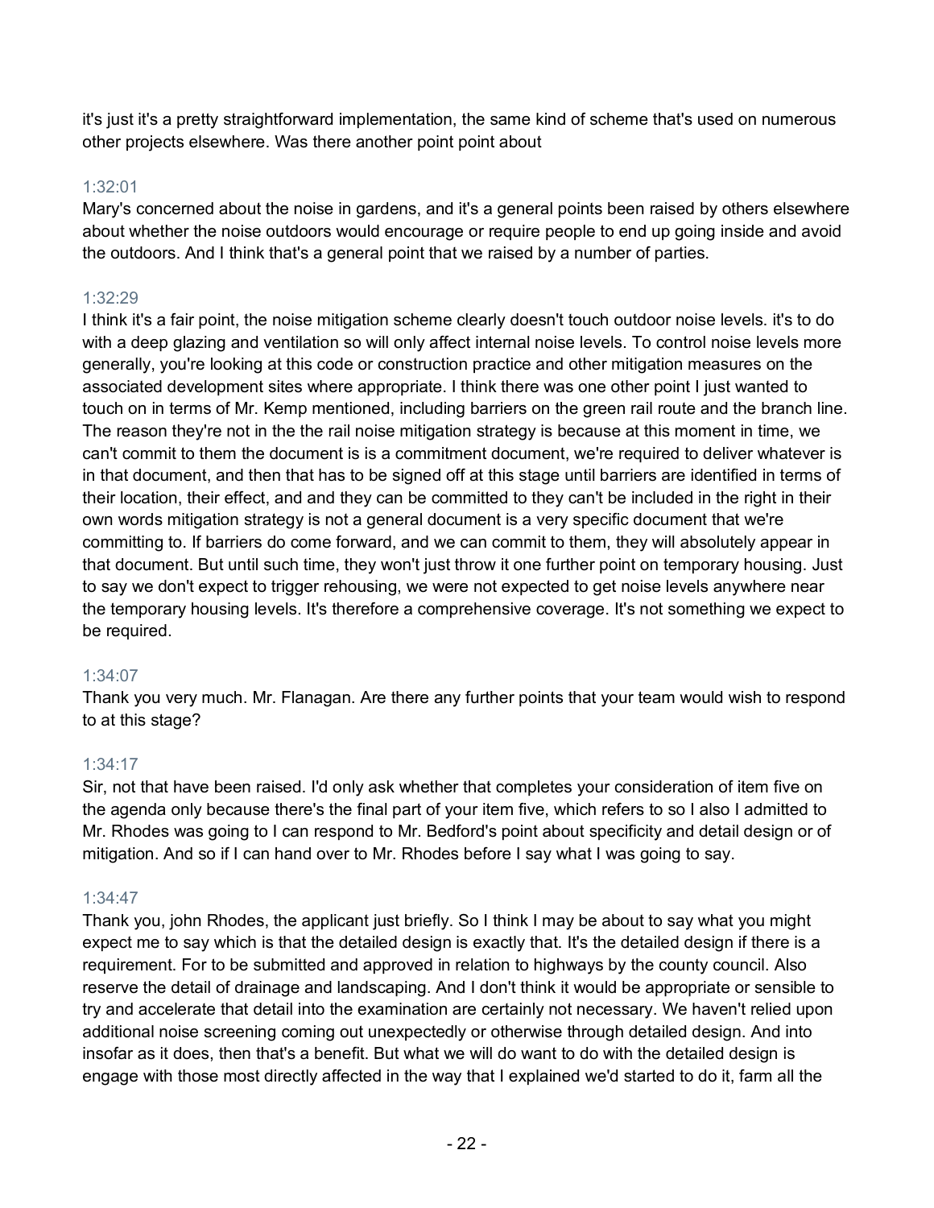it's just it's a pretty straightforward implementation, the same kind of scheme that's used on numerous other projects elsewhere. Was there another point point about

1:32:01

Mary's concerned about the noise in gardens, and it's a general points been raised by others elsewhere about whether the noise outdoors would encourage or require people to end up going inside and avoid the outdoors. And I think that's a general point that we raised by a number of parties.

1:32:29

I think it's a fair point, the noise mitigation scheme clearly doesn't touch outdoor noise levels. it's to do with a deep glazing and ventilation so will only affect internal noise levels. To control noise levels more generally, you're looking at this code or construction practice and other mitigation measures on the associated development sites where appropriate. I think there was one other point I just wanted to touch on in terms of Mr. Kemp mentioned, including barriers on the green rail route and the branch line. The reason they're not in the the rail noise mitigation strategy is because at this moment in time, we can't commit to them the document is is a commitment document, we're required to deliver whatever is in that document, and then that has to be signed off at this stage until barriers are identified in terms of their location, their effect, and and they can be committed to they can't be included in the right in their own words mitigation strategy is not a general document is a very specific document that we're committing to. If barriers do come forward, and we can commit to them, they will absolutely appear in that document. But until such time, they won't just throw it one further point on temporary housing. Just to say we don't expect to trigger rehousing, we were not expected to get noise levels anywhere near the temporary housing levels. It's therefore a comprehensive coverage. It's not something we expect to be required.

1:34:07

Thank you very much. Mr. Flanagan. Are there any further points that your team would wish to respond to at this stage?

1:34:17

Sir, not that have been raised. I'd only ask whether that completes your consideration of item five on the agenda only because there's the final part of your item five, which refers to so I also I admitted to Mr. Rhodes was going to I can respond to Mr. Bedford's point about specificity and detail design or of mitigation. And so if I can hand over to Mr. Rhodes before I say what I was going to say.

1:34:47

Thank you, john Rhodes, the applicant just briefly. So I think I may be about to say what you might expect me to say which is that the detailed design is exactly that. It's the detailed design if there is a requirement. For to be submitted and approved in relation to highways by the county council. Also reserve the detail of drainage and landscaping. And I don't think it would be appropriate or sensible to try and accelerate that detail into the examination are certainly not necessary. We haven't relied upon additional noise screening coming out unexpectedly or otherwise through detailed design. And into insofar as it does, then that's a benefit. But what we will do want to do with the detailed design is engage with those most directly affected in the way that I explained we'd started to do it, farm all the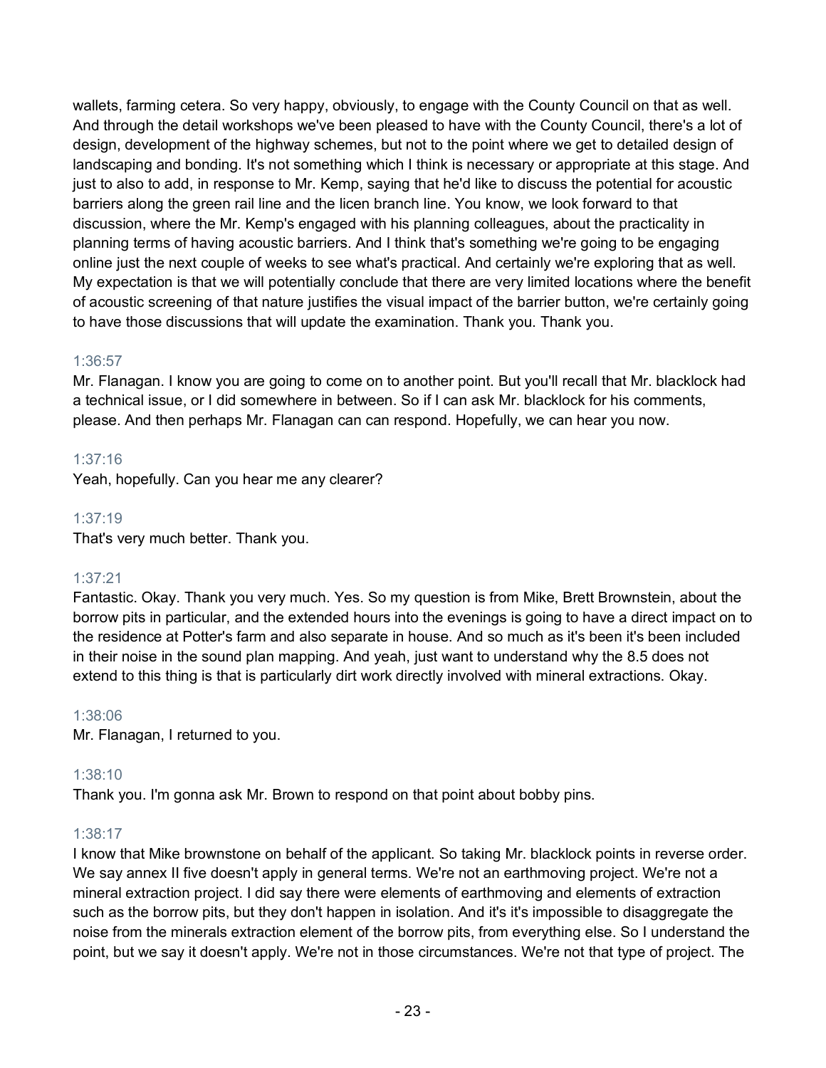wallets, farming cetera. So very happy, obviously, to engage with the County Council on that as well. And through the detail workshops we've been pleased to have with the County Council, there's a lot of design, development of the highway schemes, but not to the point where we get to detailed design of landscaping and bonding. It's not something which I think is necessary or appropriate at this stage. And just to also to add, in response to Mr. Kemp, saying that he'd like to discuss the potential for acoustic barriers along the green rail line and the licen branch line. You know, we look forward to that discussion, where the Mr. Kemp's engaged with his planning colleagues, about the practicality in planning terms of having acoustic barriers. And I think that's something we're going to be engaging online just the next couple of weeks to see what's practical. And certainly we're exploring that as well. My expectation is that we will potentially conclude that there are very limited locations where the benefit of acoustic screening of that nature justifies the visual impact of the barrier button, we're certainly going to have those discussions that will update the examination. Thank you. Thank you.

1:36:57
Mr. Flanagan. I know you are going to come on to another point. But you'll recall that Mr. blacklock had a technical issue, or I did somewhere in between. So if I can ask Mr. blacklock for his comments, please. And then perhaps Mr. Flanagan can can respond. Hopefully, we can hear you now.

1:37:16
Yeah, hopefully. Can you hear me any clearer?

1:37:19
That's very much better. Thank you.

1:37:21
Fantastic. Okay. Thank you very much. Yes. So my question is from Mike, Brett Brownstein, about the borrow pits in particular, and the extended hours into the evenings is going to have a direct impact on to the residence at Potter's farm and also separate in house. And so much as it's been it's been included in their noise in the sound plan mapping. And yeah, just want to understand why the 8.5 does not extend to this thing is that is particularly dirt work directly involved with mineral extractions. Okay.

1:38:06
Mr. Flanagan, I returned to you.

1:38:10
Thank you. I'm gonna ask Mr. Brown to respond on that point about bobby pins.

1:38:17
I know that Mike brownstone on behalf of the applicant. So taking Mr. blacklock points in reverse order. We say annex II five doesn't apply in general terms. We're not an earthmoving project. We're not a mineral extraction project. I did say there were elements of earthmoving and elements of extraction such as the borrow pits, but they don't happen in isolation. And it's it's impossible to disaggregate the noise from the minerals extraction element of the borrow pits, from everything else. So I understand the point, but we say it doesn't apply. We're not in those circumstances. We're not that type of project. The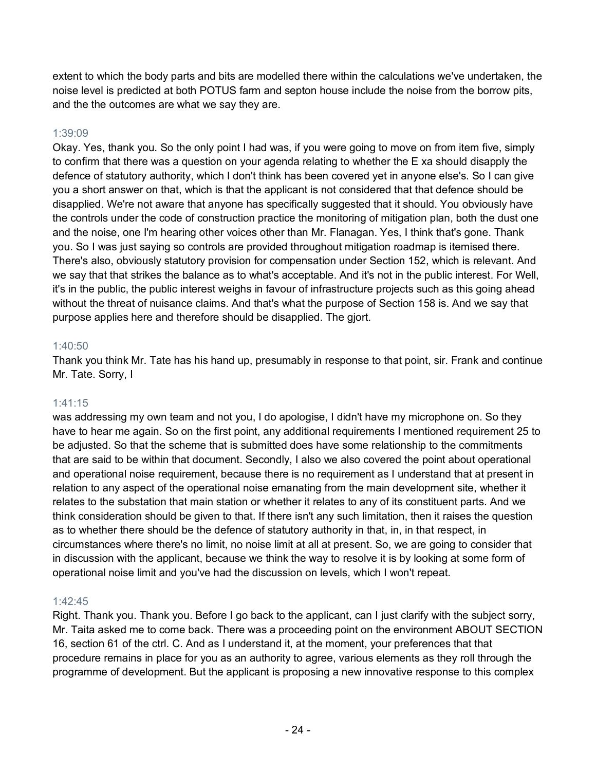extent to which the body parts and bits are modelled there within the calculations we've undertaken, the noise level is predicted at both POTUS farm and septon house include the noise from the borrow pits, and the the outcomes are what we say they are.

1:39:09

Okay. Yes, thank you. So the only point I had was, if you were going to move on from item five, simply to confirm that there was a question on your agenda relating to whether the E xa should disapply the defence of statutory authority, which I don't think has been covered yet in anyone else's. So I can give you a short answer on that, which is that the applicant is not considered that that defence should be disapplied. We're not aware that anyone has specifically suggested that it should. You obviously have the controls under the code of construction practice the monitoring of mitigation plan, both the dust one and the noise, one I'm hearing other voices other than Mr. Flanagan. Yes, I think that's gone. Thank you. So I was just saying so controls are provided throughout mitigation roadmap is itemised there. There's also, obviously statutory provision for compensation under Section 152, which is relevant. And we say that that strikes the balance as to what's acceptable. And it's not in the public interest. For Well, it's in the public, the public interest weighs in favour of infrastructure projects such as this going ahead without the threat of nuisance claims. And that's what the purpose of Section 158 is. And we say that purpose applies here and therefore should be disapplied. The gjort.

1:40:50

Thank you think Mr. Tate has his hand up, presumably in response to that point, sir. Frank and continue Mr. Tate. Sorry, I

1:41:15

was addressing my own team and not you, I do apologise, I didn't have my microphone on. So they have to hear me again. So on the first point, any additional requirements I mentioned requirement 25 to be adjusted. So that the scheme that is submitted does have some relationship to the commitments that are said to be within that document. Secondly, I also we also covered the point about operational and operational noise requirement, because there is no requirement as I understand that at present in relation to any aspect of the operational noise emanating from the main development site, whether it relates to the substation that main station or whether it relates to any of its constituent parts. And we think consideration should be given to that. If there isn't any such limitation, then it raises the question as to whether there should be the defence of statutory authority in that, in, in that respect, in circumstances where there's no limit, no noise limit at all at present. So, we are going to consider that in discussion with the applicant, because we think the way to resolve it is by looking at some form of operational noise limit and you've had the discussion on levels, which I won't repeat.

1:42:45

Right. Thank you. Thank you. Before I go back to the applicant, can I just clarify with the subject sorry, Mr. Taita asked me to come back. There was a proceeding point on the environment ABOUT SECTION 16, section 61 of the ctrl. C. And as I understand it, at the moment, your preferences that that procedure remains in place for you as an authority to agree, various elements as they roll through the programme of development. But the applicant is proposing a new innovative response to this complex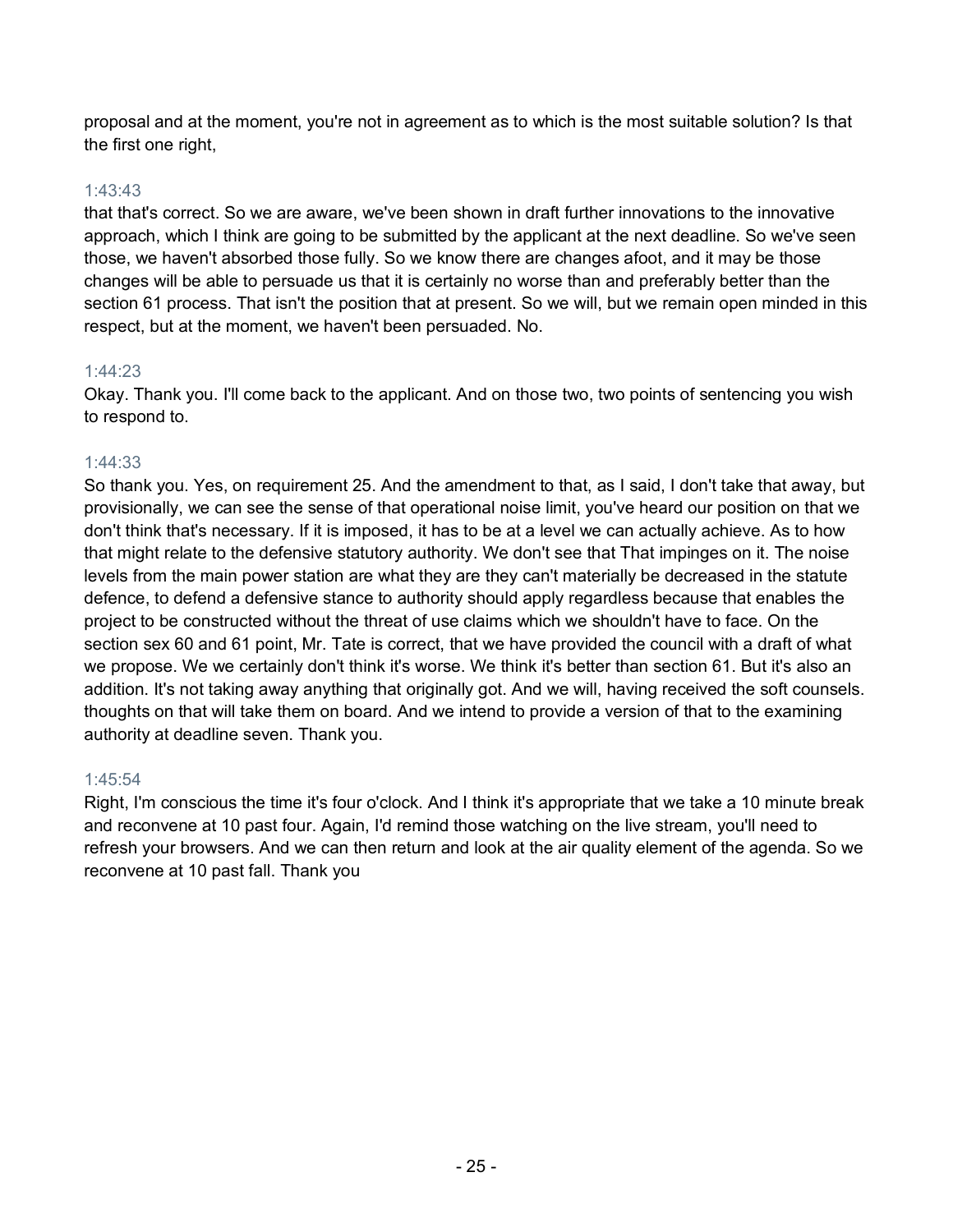proposal and at the moment, you're not in agreement as to which is the most suitable solution? Is that the first one right,

1:43:43

that that's correct. So we are aware, we've been shown in draft further innovations to the innovative approach, which I think are going to be submitted by the applicant at the next deadline. So we've seen those, we haven't absorbed those fully. So we know there are changes afoot, and it may be those changes will be able to persuade us that it is certainly no worse than and preferably better than the section 61 process. That isn't the position that at present. So we will, but we remain open minded in this respect, but at the moment, we haven't been persuaded. No.

1:44:23

Okay. Thank you. I'll come back to the applicant. And on those two, two points of sentencing you wish to respond to.

1:44:33

So thank you. Yes, on requirement 25. And the amendment to that, as I said, I don't take that away, but provisionally, we can see the sense of that operational noise limit, you've heard our position on that we don't think that's necessary. If it is imposed, it has to be at a level we can actually achieve. As to how that might relate to the defensive statutory authority. We don't see that That impinges on it. The noise levels from the main power station are what they are they can't materially be decreased in the statute defence, to defend a defensive stance to authority should apply regardless because that enables the project to be constructed without the threat of use claims which we shouldn't have to face. On the section sex 60 and 61 point, Mr. Tate is correct, that we have provided the council with a draft of what we propose. We we certainly don't think it's worse. We think it's better than section 61. But it's also an addition. It's not taking away anything that originally got. And we will, having received the soft counsels. thoughts on that will take them on board. And we intend to provide a version of that to the examining authority at deadline seven. Thank you.

1:45:54

Right, I'm conscious the time it's four o'clock. And I think it's appropriate that we take a 10 minute break and reconvene at 10 past four. Again, I'd remind those watching on the live stream, you'll need to refresh your browsers. And we can then return and look at the air quality element of the agenda. So we reconvene at 10 past fall. Thank you